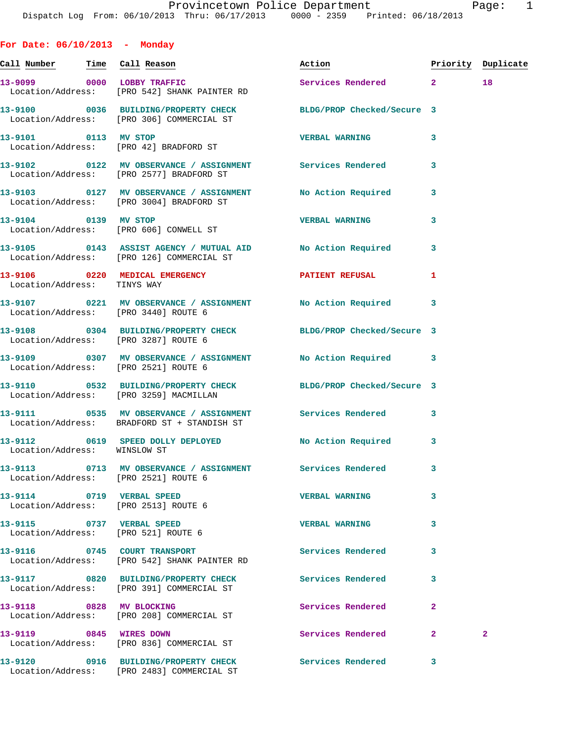Dispatch Log From: 06/10/2013 Thru: 06/17/2013 0000 - 2359 Printed: 06/18/2013

## For Date: 06/10/2013 - Monday

| Call Number | Time | Call Reason | Action | Priority | Duplicate |
|---|---|---|---|---|---|
| 13-9099 | 0000 | LOBBY TRAFFIC | Services Rendered | 2 | 18 |
| Location/Address: | | [PRO 542] SHANK PAINTER RD | | | |
| 13-9100 | 0036 | BUILDING/PROPERTY CHECK | BLDG/PROP Checked/Secure | 3 | |
| Location/Address: | | [PRO 306] COMMERCIAL ST | | | |
| 13-9101 | 0113 | MV STOP | VERBAL WARNING | 3 | |
| Location/Address: | | [PRO 42] BRADFORD ST | | | |
| 13-9102 | 0122 | MV OBSERVANCE / ASSIGNMENT | Services Rendered | 3 | |
| Location/Address: | | [PRO 2577] BRADFORD ST | | | |
| 13-9103 | 0127 | MV OBSERVANCE / ASSIGNMENT | No Action Required | 3 | |
| Location/Address: | | [PRO 3004] BRADFORD ST | | | |
| 13-9104 | 0139 | MV STOP | VERBAL WARNING | 3 | |
| Location/Address: | | [PRO 606] CONWELL ST | | | |
| 13-9105 | 0143 | ASSIST AGENCY / MUTUAL AID | No Action Required | 3 | |
| Location/Address: | | [PRO 126] COMMERCIAL ST | | | |
| 13-9106 | 0220 | MEDICAL EMERGENCY | PATIENT REFUSAL | 1 | |
| Location/Address: | | TINYS WAY | | | |
| 13-9107 | 0221 | MV OBSERVANCE / ASSIGNMENT | No Action Required | 3 | |
| Location/Address: | | [PRO 3440] ROUTE 6 | | | |
| 13-9108 | 0304 | BUILDING/PROPERTY CHECK | BLDG/PROP Checked/Secure | 3 | |
| Location/Address: | | [PRO 3287] ROUTE 6 | | | |
| 13-9109 | 0307 | MV OBSERVANCE / ASSIGNMENT | No Action Required | 3 | |
| Location/Address: | | [PRO 2521] ROUTE 6 | | | |
| 13-9110 | 0532 | BUILDING/PROPERTY CHECK | BLDG/PROP Checked/Secure | 3 | |
| Location/Address: | | [PRO 3259] MACMILLAN | | | |
| 13-9111 | 0535 | MV OBSERVANCE / ASSIGNMENT | Services Rendered | 3 | |
| Location/Address: | | BRADFORD ST + STANDISH ST | | | |
| 13-9112 | 0619 | SPEED DOLLY DEPLOYED | No Action Required | 3 | |
| Location/Address: | | WINSLOW ST | | | |
| 13-9113 | 0713 | MV OBSERVANCE / ASSIGNMENT | Services Rendered | 3 | |
| Location/Address: | | [PRO 2521] ROUTE 6 | | | |
| 13-9114 | 0719 | VERBAL SPEED | VERBAL WARNING | 3 | |
| Location/Address: | | [PRO 2513] ROUTE 6 | | | |
| 13-9115 | 0737 | VERBAL SPEED | VERBAL WARNING | 3 | |
| Location/Address: | | [PRO 521] ROUTE 6 | | | |
| 13-9116 | 0745 | COURT TRANSPORT | Services Rendered | 3 | |
| Location/Address: | | [PRO 542] SHANK PAINTER RD | | | |
| 13-9117 | 0820 | BUILDING/PROPERTY CHECK | Services Rendered | 3 | |
| Location/Address: | | [PRO 391] COMMERCIAL ST | | | |
| 13-9118 | 0828 | MV BLOCKING | Services Rendered | 2 | |
| Location/Address: | | [PRO 208] COMMERCIAL ST | | | |
| 13-9119 | 0845 | WIRES DOWN | Services Rendered | 2 | 2 |
| Location/Address: | | [PRO 836] COMMERCIAL ST | | | |
| 13-9120 | 0916 | BUILDING/PROPERTY CHECK | Services Rendered | 3 | |
| Location/Address: | | [PRO 2483] COMMERCIAL ST | | | |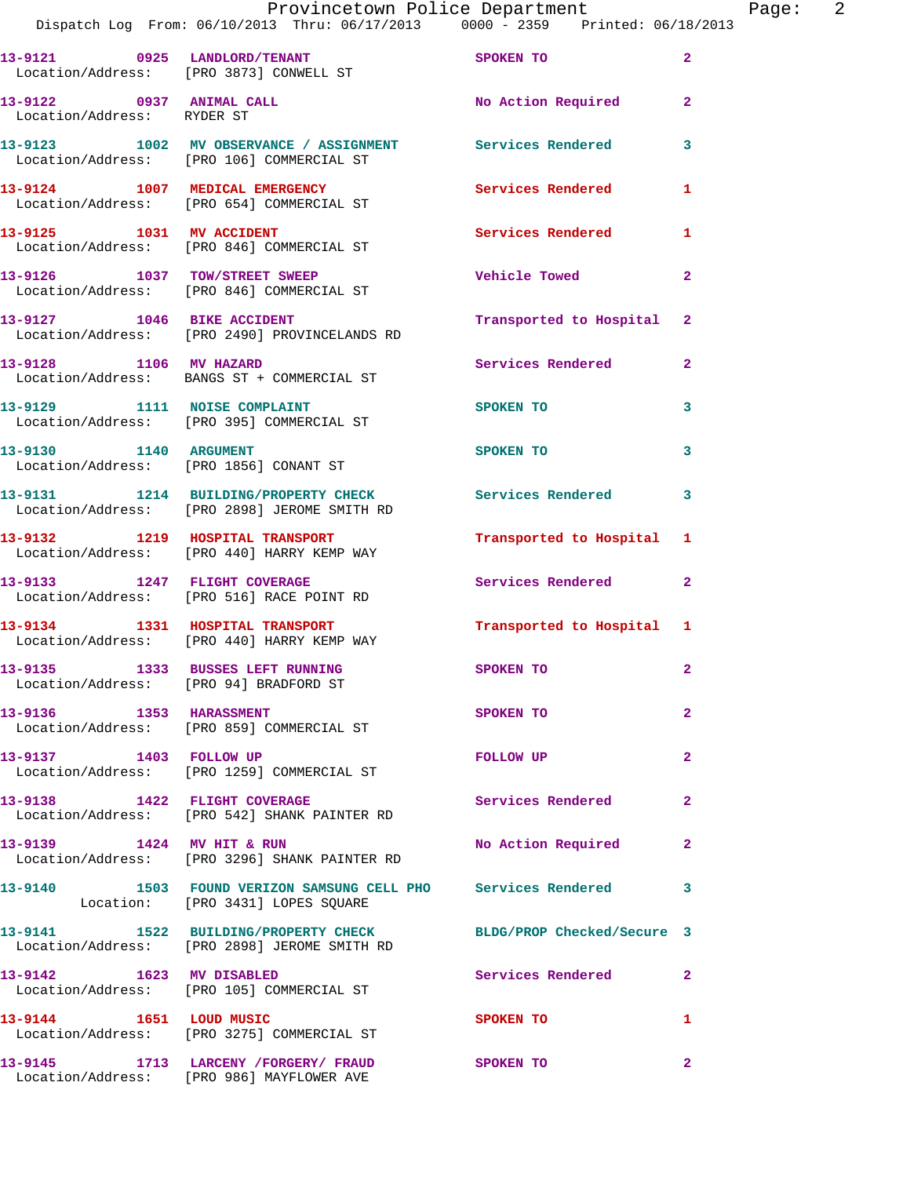13-9121 0925 LANDLORD/TENANT SPOKEN TO 2
Location/Address: [PRO 3873] CONWELL ST

13-9122 0937 ANIMAL CALL No Action Required 2
Location/Address: RYDER ST

13-9123 1002 MV OBSERVANCE / ASSIGNMENT Services Rendered 3
Location/Address: [PRO 106] COMMERCIAL ST

13-9124 1007 MEDICAL EMERGENCY Services Rendered 1
Location/Address: [PRO 654] COMMERCIAL ST

13-9125 1031 MV ACCIDENT Services Rendered 1
Location/Address: [PRO 846] COMMERCIAL ST

13-9126 1037 TOW/STREET SWEEP Vehicle Towed 2
Location/Address: [PRO 846] COMMERCIAL ST

13-9127 1046 BIKE ACCIDENT Transported to Hospital 2
Location/Address: [PRO 2490] PROVINCELANDS RD

13-9128 1106 MV HAZARD Services Rendered 2
Location/Address: BANGS ST + COMMERCIAL ST

13-9129 1111 NOISE COMPLAINT SPOKEN TO 3
Location/Address: [PRO 395] COMMERCIAL ST

13-9130 1140 ARGUMENT SPOKEN TO 3
Location/Address: [PRO 1856] CONANT ST

13-9131 1214 BUILDING/PROPERTY CHECK Services Rendered 3
Location/Address: [PRO 2898] JEROME SMITH RD

13-9132 1219 HOSPITAL TRANSPORT Transported to Hospital 1
Location/Address: [PRO 440] HARRY KEMP WAY

13-9133 1247 FLIGHT COVERAGE Services Rendered 2
Location/Address: [PRO 516] RACE POINT RD

13-9134 1331 HOSPITAL TRANSPORT Transported to Hospital 1
Location/Address: [PRO 440] HARRY KEMP WAY

13-9135 1333 BUSSES LEFT RUNNING SPOKEN TO 2
Location/Address: [PRO 94] BRADFORD ST

13-9136 1353 HARASSMENT SPOKEN TO 2
Location/Address: [PRO 859] COMMERCIAL ST

13-9137 1403 FOLLOW UP FOLLOW UP 2
Location/Address: [PRO 1259] COMMERCIAL ST

13-9138 1422 FLIGHT COVERAGE Services Rendered 2
Location/Address: [PRO 542] SHANK PAINTER RD

13-9139 1424 MV HIT & RUN No Action Required 2
Location/Address: [PRO 3296] SHANK PAINTER RD

13-9140 1503 FOUND VERIZON SAMSUNG CELL PHO Services Rendered 3
Location: [PRO 3431] LOPES SQUARE

13-9141 1522 BUILDING/PROPERTY CHECK BLDG/PROP Checked/Secure 3
Location/Address: [PRO 2898] JEROME SMITH RD

13-9142 1623 MV DISABLED Services Rendered 2
Location/Address: [PRO 105] COMMERCIAL ST

13-9144 1651 LOUD MUSIC SPOKEN TO 1
Location/Address: [PRO 3275] COMMERCIAL ST

13-9145 1713 LARCENY /FORGERY/ FRAUD SPOKEN TO 2
Location/Address: [PRO 986] MAYFLOWER AVE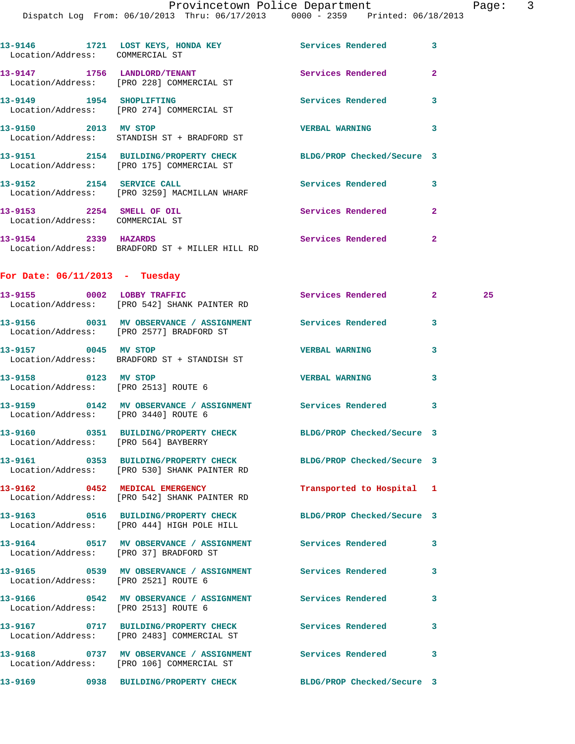13-9146 1721 LOST KEYS, HONDA KEY Services Rendered 3
Location/Address: COMMERCIAL ST

13-9147 1756 LANDLORD/TENANT Services Rendered 2
Location/Address: [PRO 228] COMMERCIAL ST

13-9149 1954 SHOPLIFTING Services Rendered 3
Location/Address: [PRO 274] COMMERCIAL ST

13-9150 2013 MV STOP VERBAL WARNING 3
Location/Address: STANDISH ST + BRADFORD ST

13-9151 2154 BUILDING/PROPERTY CHECK BLDG/PROP Checked/Secure 3
Location/Address: [PRO 175] COMMERCIAL ST

13-9152 2154 SERVICE CALL Services Rendered 3
Location/Address: [PRO 3259] MACMILLAN WHARF

13-9153 2254 SMELL OF OIL Services Rendered 2
Location/Address: COMMERCIAL ST

13-9154 2339 HAZARDS Services Rendered 2
Location/Address: BRADFORD ST + MILLER HILL RD

## For Date: 06/11/2013 - Tuesday

13-9155 0002 LOBBY TRAFFIC Services Rendered 2 25
Location/Address: [PRO 542] SHANK PAINTER RD

13-9156 0031 MV OBSERVANCE / ASSIGNMENT Services Rendered 3
Location/Address: [PRO 2577] BRADFORD ST

13-9157 0045 MV STOP VERBAL WARNING 3
Location/Address: BRADFORD ST + STANDISH ST

13-9158 0123 MV STOP VERBAL WARNING 3
Location/Address: [PRO 2513] ROUTE 6

13-9159 0142 MV OBSERVANCE / ASSIGNMENT Services Rendered 3
Location/Address: [PRO 3440] ROUTE 6

13-9160 0351 BUILDING/PROPERTY CHECK BLDG/PROP Checked/Secure 3
Location/Address: [PRO 564] BAYBERRY

13-9161 0353 BUILDING/PROPERTY CHECK BLDG/PROP Checked/Secure 3
Location/Address: [PRO 530] SHANK PAINTER RD

13-9162 0452 MEDICAL EMERGENCY Transported to Hospital 1
Location/Address: [PRO 542] SHANK PAINTER RD

13-9163 0516 BUILDING/PROPERTY CHECK BLDG/PROP Checked/Secure 3
Location/Address: [PRO 444] HIGH POLE HILL

13-9164 0517 MV OBSERVANCE / ASSIGNMENT Services Rendered 3
Location/Address: [PRO 37] BRADFORD ST

13-9165 0539 MV OBSERVANCE / ASSIGNMENT Services Rendered 3
Location/Address: [PRO 2521] ROUTE 6

13-9166 0542 MV OBSERVANCE / ASSIGNMENT Services Rendered 3
Location/Address: [PRO 2513] ROUTE 6

13-9167 0717 BUILDING/PROPERTY CHECK Services Rendered 3
Location/Address: [PRO 2483] COMMERCIAL ST

13-9168 0737 MV OBSERVANCE / ASSIGNMENT Services Rendered 3
Location/Address: [PRO 106] COMMERCIAL ST

13-9169 0938 BUILDING/PROPERTY CHECK BLDG/PROP Checked/Secure 3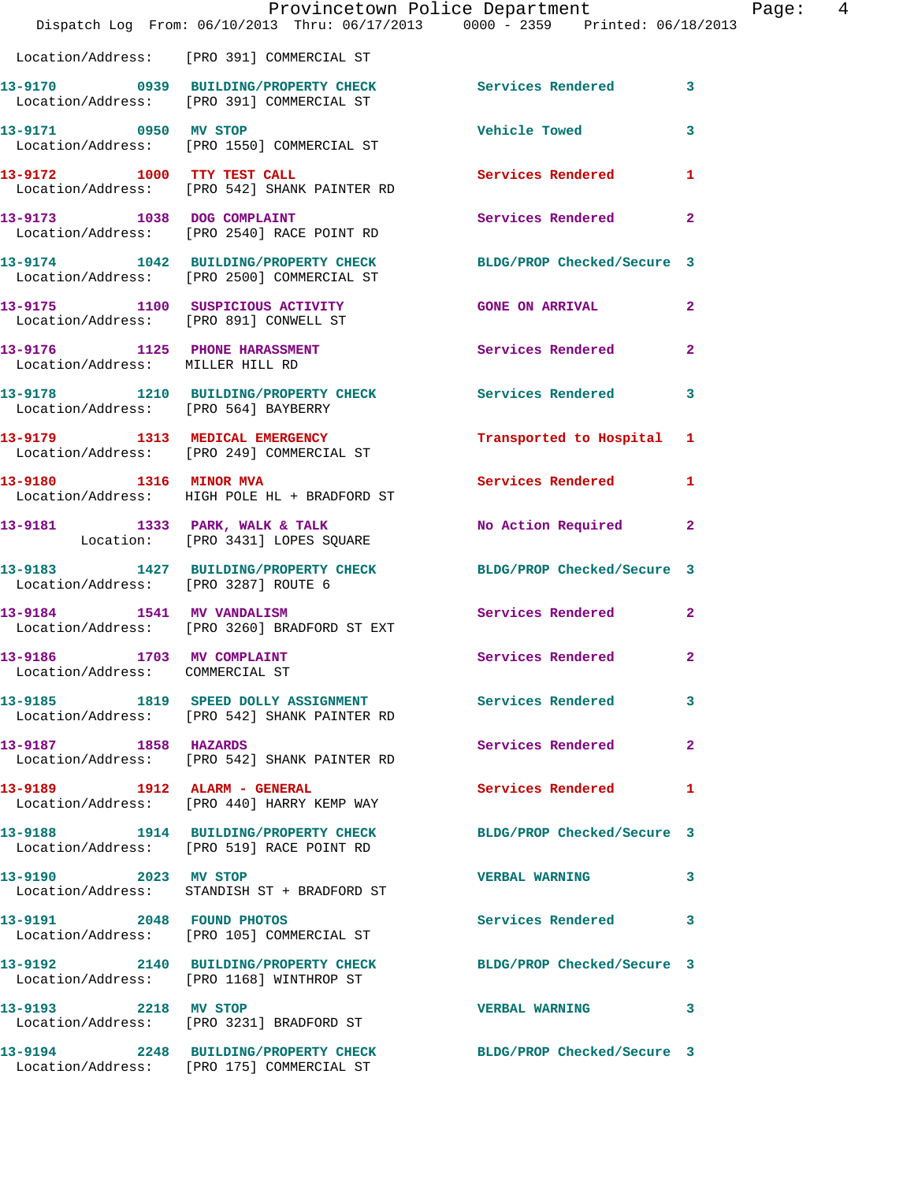Location/Address: [PRO 391] COMMERCIAL ST

| Call # | Time | Call Type | Disposition | Priority |
|---|---|---|---|---|
| 13-9170 | 0939 | BUILDING/PROPERTY CHECK | Services Rendered | 3 |
| | | Location/Address: [PRO 391] COMMERCIAL ST | | |
| 13-9171 | 0950 | MV STOP | Vehicle Towed | 3 |
| | | Location/Address: [PRO 1550] COMMERCIAL ST | | |
| 13-9172 | 1000 | TTY TEST CALL | Services Rendered | 1 |
| | | Location/Address: [PRO 542] SHANK PAINTER RD | | |
| 13-9173 | 1038 | DOG COMPLAINT | Services Rendered | 2 |
| | | Location/Address: [PRO 2540] RACE POINT RD | | |
| 13-9174 | 1042 | BUILDING/PROPERTY CHECK | BLDG/PROP Checked/Secure | 3 |
| | | Location/Address: [PRO 2500] COMMERCIAL ST | | |
| 13-9175 | 1100 | SUSPICIOUS ACTIVITY | GONE ON ARRIVAL | 2 |
| | | Location/Address: [PRO 891] CONWELL ST | | |
| 13-9176 | 1125 | PHONE HARASSMENT | Services Rendered | 2 |
| | | Location/Address: MILLER HILL RD | | |
| 13-9178 | 1210 | BUILDING/PROPERTY CHECK | Services Rendered | 3 |
| | | Location/Address: [PRO 564] BAYBERRY | | |
| 13-9179 | 1313 | MEDICAL EMERGENCY | Transported to Hospital | 1 |
| | | Location/Address: [PRO 249] COMMERCIAL ST | | |
| 13-9180 | 1316 | MINOR MVA | Services Rendered | 1 |
| | | Location/Address: HIGH POLE HL + BRADFORD ST | | |
| 13-9181 | 1333 | PARK, WALK & TALK | No Action Required | 2 |
| | | Location: [PRO 3431] LOPES SQUARE | | |
| 13-9183 | 1427 | BUILDING/PROPERTY CHECK | BLDG/PROP Checked/Secure | 3 |
| | | Location/Address: [PRO 3287] ROUTE 6 | | |
| 13-9184 | 1541 | MV VANDALISM | Services Rendered | 2 |
| | | Location/Address: [PRO 3260] BRADFORD ST EXT | | |
| 13-9186 | 1703 | MV COMPLAINT | Services Rendered | 2 |
| | | Location/Address: COMMERCIAL ST | | |
| 13-9185 | 1819 | SPEED DOLLY ASSIGNMENT | Services Rendered | 3 |
| | | Location/Address: [PRO 542] SHANK PAINTER RD | | |
| 13-9187 | 1858 | HAZARDS | Services Rendered | 2 |
| | | Location/Address: [PRO 542] SHANK PAINTER RD | | |
| 13-9189 | 1912 | ALARM - GENERAL | Services Rendered | 1 |
| | | Location/Address: [PRO 440] HARRY KEMP WAY | | |
| 13-9188 | 1914 | BUILDING/PROPERTY CHECK | BLDG/PROP Checked/Secure | 3 |
| | | Location/Address: [PRO 519] RACE POINT RD | | |
| 13-9190 | 2023 | MV STOP | VERBAL WARNING | 3 |
| | | Location/Address: STANDISH ST + BRADFORD ST | | |
| 13-9191 | 2048 | FOUND PHOTOS | Services Rendered | 3 |
| | | Location/Address: [PRO 105] COMMERCIAL ST | | |
| 13-9192 | 2140 | BUILDING/PROPERTY CHECK | BLDG/PROP Checked/Secure | 3 |
| | | Location/Address: [PRO 1168] WINTHROP ST | | |
| 13-9193 | 2218 | MV STOP | VERBAL WARNING | 3 |
| | | Location/Address: [PRO 3231] BRADFORD ST | | |
| 13-9194 | 2248 | BUILDING/PROPERTY CHECK | BLDG/PROP Checked/Secure | 3 |
| | | Location/Address: [PRO 175] COMMERCIAL ST | | |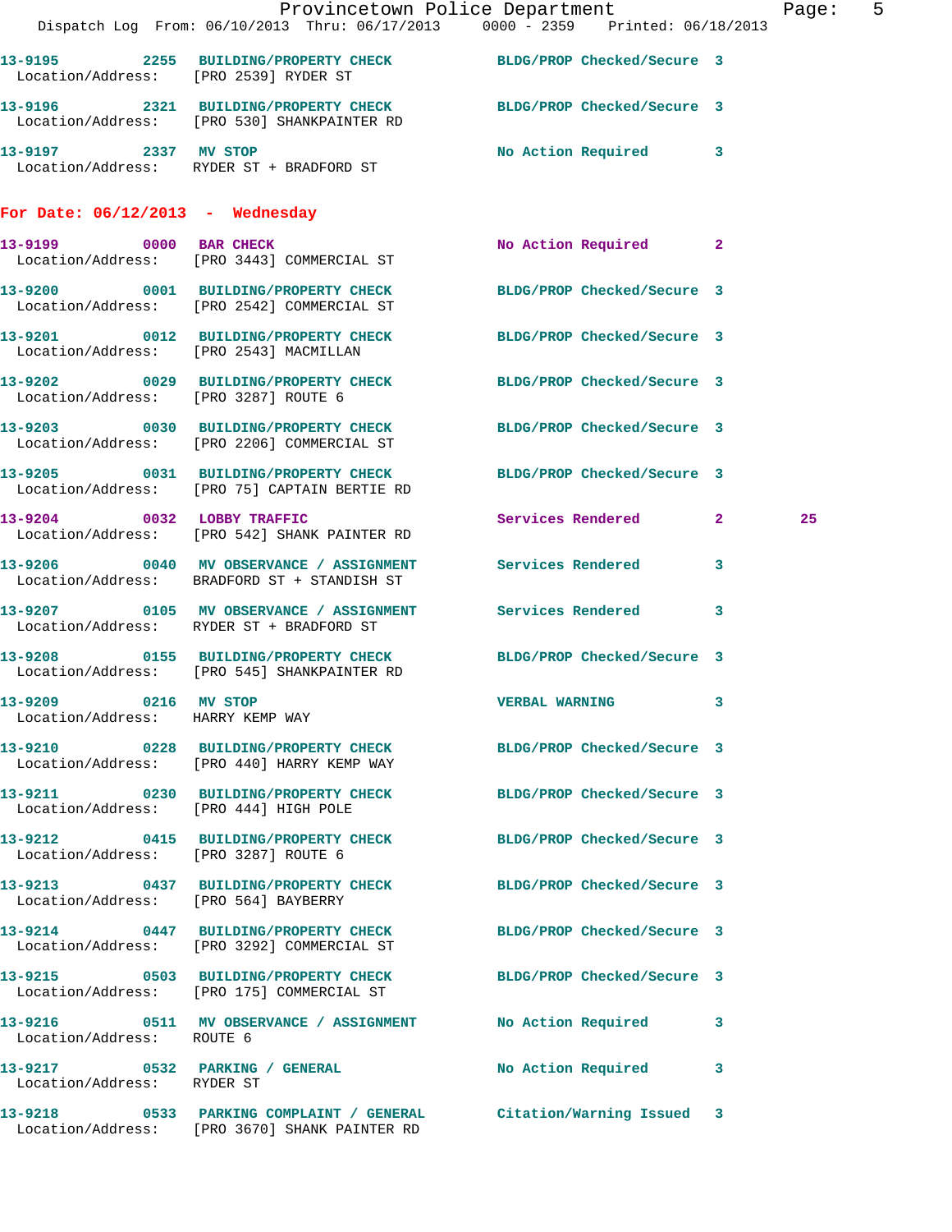13-9195 2255 BUILDING/PROPERTY CHECK BLDG/PROP Checked/Secure 3
Location/Address: [PRO 2539] RYDER ST

13-9196 2321 BUILDING/PROPERTY CHECK BLDG/PROP Checked/Secure 3
Location/Address: [PRO 530] SHANKPAINTER RD

13-9197 2337 MV STOP No Action Required 3
Location/Address: RYDER ST + BRADFORD ST

**For Date: 06/12/2013 - Wednesday**

13-9199 0000 BAR CHECK No Action Required 2
Location/Address: [PRO 3443] COMMERCIAL ST

13-9200 0001 BUILDING/PROPERTY CHECK BLDG/PROP Checked/Secure 3
Location/Address: [PRO 2542] COMMERCIAL ST

13-9201 0012 BUILDING/PROPERTY CHECK BLDG/PROP Checked/Secure 3
Location/Address: [PRO 2543] MACMILLAN

13-9202 0029 BUILDING/PROPERTY CHECK BLDG/PROP Checked/Secure 3
Location/Address: [PRO 3287] ROUTE 6

13-9203 0030 BUILDING/PROPERTY CHECK BLDG/PROP Checked/Secure 3
Location/Address: [PRO 2206] COMMERCIAL ST

13-9205 0031 BUILDING/PROPERTY CHECK BLDG/PROP Checked/Secure 3
Location/Address: [PRO 75] CAPTAIN BERTIE RD

13-9204 0032 LOBBY TRAFFIC Services Rendered 2 25
Location/Address: [PRO 542] SHANK PAINTER RD

13-9206 0040 MV OBSERVANCE / ASSIGNMENT Services Rendered 3
Location/Address: BRADFORD ST + STANDISH ST

13-9207 0105 MV OBSERVANCE / ASSIGNMENT Services Rendered 3
Location/Address: RYDER ST + BRADFORD ST

13-9208 0155 BUILDING/PROPERTY CHECK BLDG/PROP Checked/Secure 3
Location/Address: [PRO 545] SHANKPAINTER RD

13-9209 0216 MV STOP VERBAL WARNING 3
Location/Address: HARRY KEMP WAY

13-9210 0228 BUILDING/PROPERTY CHECK BLDG/PROP Checked/Secure 3
Location/Address: [PRO 440] HARRY KEMP WAY

13-9211 0230 BUILDING/PROPERTY CHECK BLDG/PROP Checked/Secure 3
Location/Address: [PRO 444] HIGH POLE

13-9212 0415 BUILDING/PROPERTY CHECK BLDG/PROP Checked/Secure 3
Location/Address: [PRO 3287] ROUTE 6

13-9213 0437 BUILDING/PROPERTY CHECK BLDG/PROP Checked/Secure 3
Location/Address: [PRO 564] BAYBERRY

13-9214 0447 BUILDING/PROPERTY CHECK BLDG/PROP Checked/Secure 3
Location/Address: [PRO 3292] COMMERCIAL ST

13-9215 0503 BUILDING/PROPERTY CHECK BLDG/PROP Checked/Secure 3
Location/Address: [PRO 175] COMMERCIAL ST

13-9216 0511 MV OBSERVANCE / ASSIGNMENT No Action Required 3
Location/Address: ROUTE 6

13-9217 0532 PARKING / GENERAL No Action Required 3
Location/Address: RYDER ST

13-9218 0533 PARKING COMPLAINT / GENERAL Citation/Warning Issued 3
Location/Address: [PRO 3670] SHANK PAINTER RD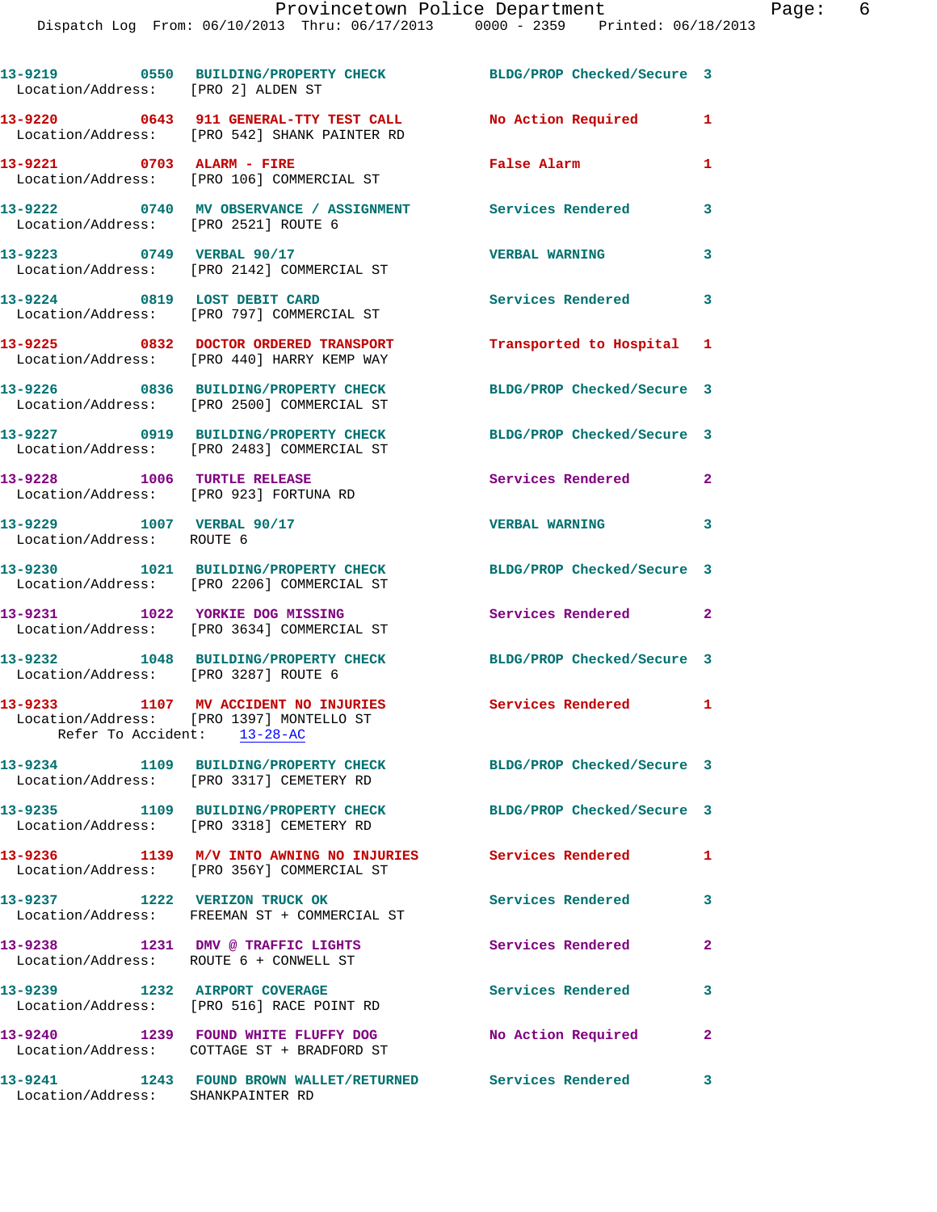13-9219 0550 BUILDING/PROPERTY CHECK BLDG/PROP Checked/Secure 3
Location/Address: [PRO 2] ALDEN ST

13-9220 0643 911 GENERAL-TTY TEST CALL No Action Required 1
Location/Address: [PRO 542] SHANK PAINTER RD

13-9221 0703 ALARM - FIRE False Alarm 1
Location/Address: [PRO 106] COMMERCIAL ST

13-9222 0740 MV OBSERVANCE / ASSIGNMENT Services Rendered 3
Location/Address: [PRO 2521] ROUTE 6

13-9223 0749 VERBAL 90/17 VERBAL WARNING 3
Location/Address: [PRO 2142] COMMERCIAL ST

13-9224 0819 LOST DEBIT CARD Services Rendered 3
Location/Address: [PRO 797] COMMERCIAL ST

13-9225 0832 DOCTOR ORDERED TRANSPORT Transported to Hospital 1
Location/Address: [PRO 440] HARRY KEMP WAY

13-9226 0836 BUILDING/PROPERTY CHECK BLDG/PROP Checked/Secure 3
Location/Address: [PRO 2500] COMMERCIAL ST

13-9227 0919 BUILDING/PROPERTY CHECK BLDG/PROP Checked/Secure 3
Location/Address: [PRO 2483] COMMERCIAL ST

13-9228 1006 TURTLE RELEASE Services Rendered 2
Location/Address: [PRO 923] FORTUNA RD

13-9229 1007 VERBAL 90/17 VERBAL WARNING 3
Location/Address: ROUTE 6

13-9230 1021 BUILDING/PROPERTY CHECK BLDG/PROP Checked/Secure 3
Location/Address: [PRO 2206] COMMERCIAL ST

13-9231 1022 YORKIE DOG MISSING Services Rendered 2
Location/Address: [PRO 3634] COMMERCIAL ST

13-9232 1048 BUILDING/PROPERTY CHECK BLDG/PROP Checked/Secure 3
Location/Address: [PRO 3287] ROUTE 6

13-9233 1107 MV ACCIDENT NO INJURIES Services Rendered 1
Location/Address: [PRO 1397] MONTELLO ST
Refer To Accident: 13-28-AC

13-9234 1109 BUILDING/PROPERTY CHECK BLDG/PROP Checked/Secure 3
Location/Address: [PRO 3317] CEMETERY RD

13-9235 1109 BUILDING/PROPERTY CHECK BLDG/PROP Checked/Secure 3
Location/Address: [PRO 3318] CEMETERY RD

13-9236 1139 M/V INTO AWNING NO INJURIES Services Rendered 1
Location/Address: [PRO 356Y] COMMERCIAL ST

13-9237 1222 VERIZON TRUCK OK Services Rendered 3
Location/Address: FREEMAN ST + COMMERCIAL ST

13-9238 1231 DMV @ TRAFFIC LIGHTS Services Rendered 2
Location/Address: ROUTE 6 + CONWELL ST

13-9239 1232 AIRPORT COVERAGE Services Rendered 3
Location/Address: [PRO 516] RACE POINT RD

13-9240 1239 FOUND WHITE FLUFFY DOG No Action Required 2
Location/Address: COTTAGE ST + BRADFORD ST

13-9241 1243 FOUND BROWN WALLET/RETURNED Services Rendered 3
Location/Address: SHANKPAINTER RD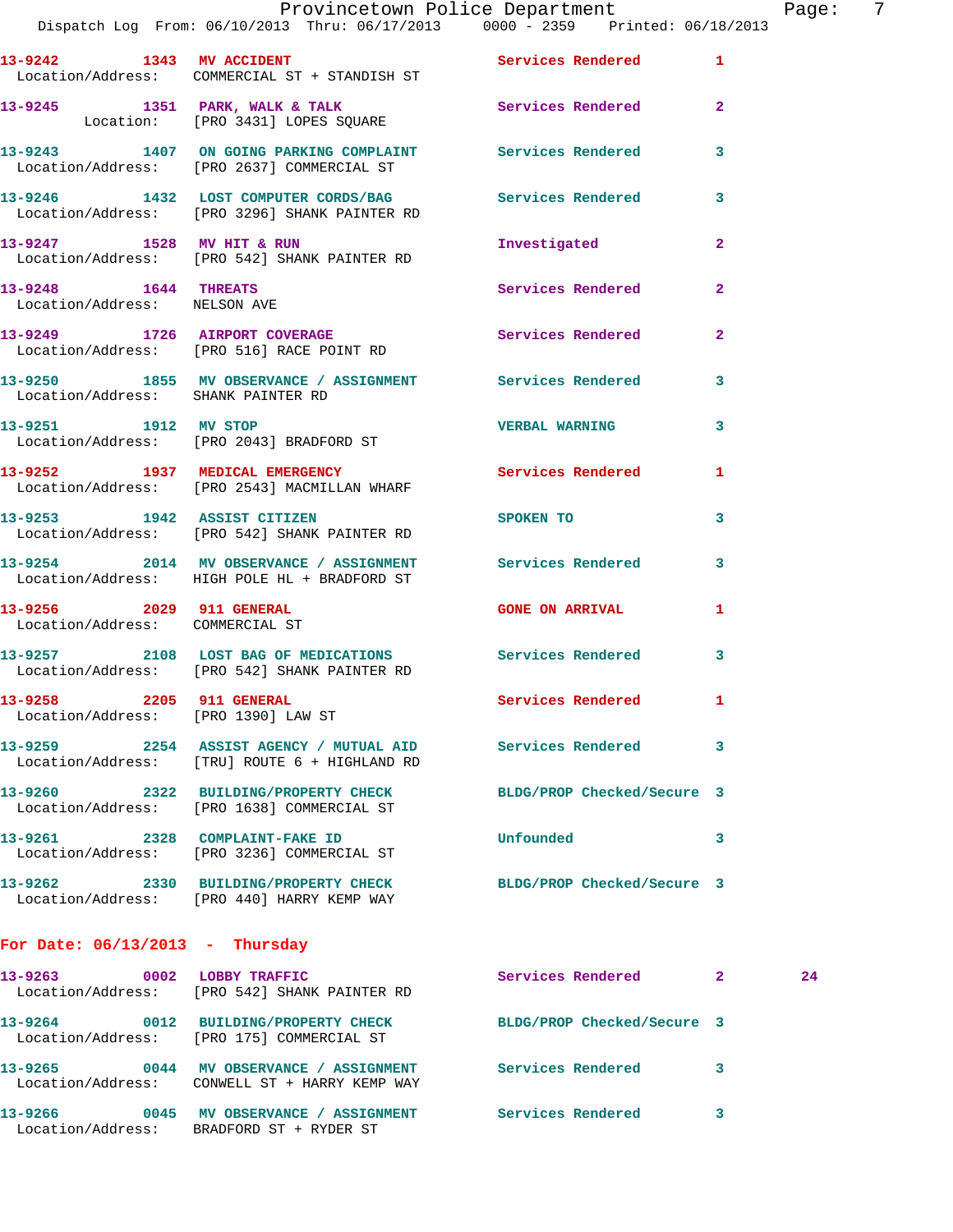13-9242 1343 **MV ACCIDENT** Services Rendered 1
Location/Address: COMMERCIAL ST + STANDISH ST

13-9245 1351 **PARK, WALK & TALK** Services Rendered 2
Location: [PRO 3431] LOPES SQUARE

13-9243 1407 **ON GOING PARKING COMPLAINT** Services Rendered 3
Location/Address: [PRO 2637] COMMERCIAL ST

13-9246 1432 **LOST COMPUTER CORDS/BAG** Services Rendered 3
Location/Address: [PRO 3296] SHANK PAINTER RD

13-9247 1528 **MV HIT & RUN** Investigated 2
Location/Address: [PRO 542] SHANK PAINTER RD

13-9248 1644 **THREATS** Services Rendered 2
Location/Address: NELSON AVE

13-9249 1726 **AIRPORT COVERAGE** Services Rendered 2
Location/Address: [PRO 516] RACE POINT RD

13-9250 1855 **MV OBSERVANCE / ASSIGNMENT** Services Rendered 3
Location/Address: SHANK PAINTER RD

13-9251 1912 **MV STOP** VERBAL WARNING 3
Location/Address: [PRO 2043] BRADFORD ST

13-9252 1937 **MEDICAL EMERGENCY** Services Rendered 1
Location/Address: [PRO 2543] MACMILLAN WHARF

13-9253 1942 **ASSIST CITIZEN** SPOKEN TO 3
Location/Address: [PRO 542] SHANK PAINTER RD

13-9254 2014 **MV OBSERVANCE / ASSIGNMENT** Services Rendered 3
Location/Address: HIGH POLE HL + BRADFORD ST

13-9256 2029 **911 GENERAL** GONE ON ARRIVAL 1
Location/Address: COMMERCIAL ST

13-9257 2108 **LOST BAG OF MEDICATIONS** Services Rendered 3
Location/Address: [PRO 542] SHANK PAINTER RD

13-9258 2205 **911 GENERAL** Services Rendered 1
Location/Address: [PRO 1390] LAW ST

13-9259 2254 **ASSIST AGENCY / MUTUAL AID** Services Rendered 3
Location/Address: [TRU] ROUTE 6 + HIGHLAND RD

13-9260 2322 **BUILDING/PROPERTY CHECK** BLDG/PROP Checked/Secure 3
Location/Address: [PRO 1638] COMMERCIAL ST

13-9261 2328 **COMPLAINT-FAKE ID** Unfounded 3
Location/Address: [PRO 3236] COMMERCIAL ST

13-9262 2330 **BUILDING/PROPERTY CHECK** BLDG/PROP Checked/Secure 3
Location/Address: [PRO 440] HARRY KEMP WAY

## For Date: 06/13/2013 - Thursday

13-9263 0002 **LOBBY TRAFFIC** Services Rendered 2 24
Location/Address: [PRO 542] SHANK PAINTER RD

13-9264 0012 **BUILDING/PROPERTY CHECK** BLDG/PROP Checked/Secure 3
Location/Address: [PRO 175] COMMERCIAL ST

13-9265 0044 **MV OBSERVANCE / ASSIGNMENT** Services Rendered 3
Location/Address: CONWELL ST + HARRY KEMP WAY

13-9266 0045 **MV OBSERVANCE / ASSIGNMENT** Services Rendered 3
Location/Address: BRADFORD ST + RYDER ST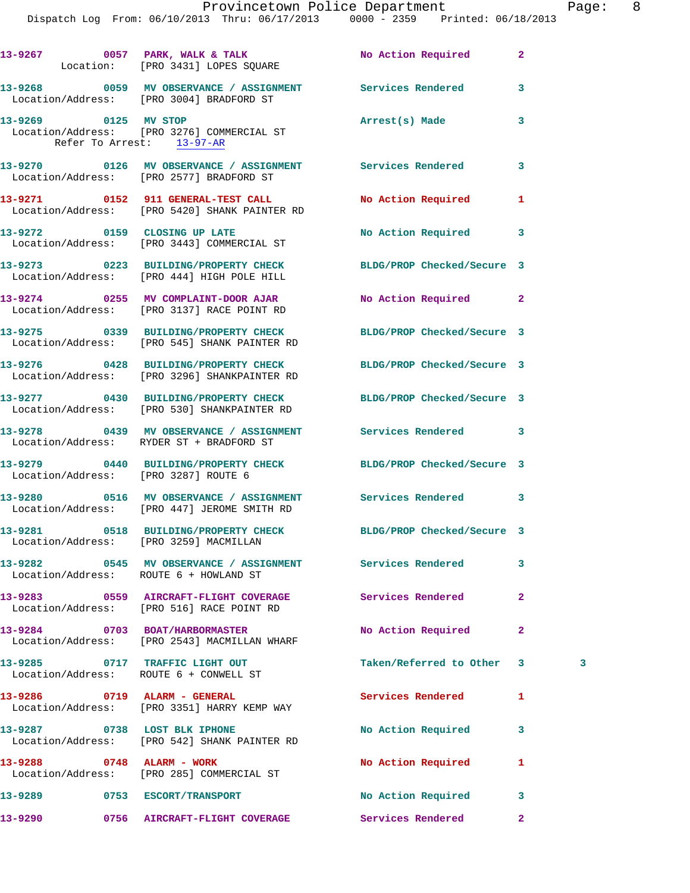```
13-9267        0057   PARK, WALK & TALK              No Action Required        2
       Location:    [PRO 3431] LOPES SQUARE

13-9268        0059   MV OBSERVANCE / ASSIGNMENT     Services Rendered         3
  Location/Address:   [PRO 3004] BRADFORD ST

13-9269        0125   MV STOP                        Arrest(s) Made            3
  Location/Address:   [PRO 3276] COMMERCIAL ST
        Refer To Arrest:    13-97-AR

13-9270        0126   MV OBSERVANCE / ASSIGNMENT     Services Rendered         3
  Location/Address:   [PRO 2577] BRADFORD ST

13-9271        0152   911 GENERAL-TEST CALL          No Action Required        1
  Location/Address:   [PRO 5420] SHANK PAINTER RD

13-9272        0159   CLOSING UP LATE                No Action Required        3
  Location/Address:   [PRO 3443] COMMERCIAL ST

13-9273        0223   BUILDING/PROPERTY CHECK        BLDG/PROP Checked/Secure  3
  Location/Address:   [PRO 444] HIGH POLE HILL

13-9274        0255   MV COMPLAINT-DOOR AJAR         No Action Required        2
  Location/Address:   [PRO 3137] RACE POINT RD

13-9275        0339   BUILDING/PROPERTY CHECK        BLDG/PROP Checked/Secure  3
  Location/Address:   [PRO 545] SHANK PAINTER RD

13-9276        0428   BUILDING/PROPERTY CHECK        BLDG/PROP Checked/Secure  3
  Location/Address:   [PRO 3296] SHANKPAINTER RD

13-9277        0430   BUILDING/PROPERTY CHECK        BLDG/PROP Checked/Secure  3
  Location/Address:   [PRO 530] SHANKPAINTER RD

13-9278        0439   MV OBSERVANCE / ASSIGNMENT     Services Rendered         3
  Location/Address:   RYDER ST + BRADFORD ST

13-9279        0440   BUILDING/PROPERTY CHECK        BLDG/PROP Checked/Secure  3
  Location/Address:   [PRO 3287] ROUTE 6

13-9280        0516   MV OBSERVANCE / ASSIGNMENT     Services Rendered         3
  Location/Address:   [PRO 447] JEROME SMITH RD

13-9281        0518   BUILDING/PROPERTY CHECK        BLDG/PROP Checked/Secure  3
  Location/Address:   [PRO 3259] MACMILLAN

13-9282        0545   MV OBSERVANCE / ASSIGNMENT     Services Rendered         3
  Location/Address:   ROUTE 6 + HOWLAND ST

13-9283        0559   AIRCRAFT-FLIGHT COVERAGE       Services Rendered         2
  Location/Address:   [PRO 516] RACE POINT RD

13-9284        0703   BOAT/HARBORMASTER              No Action Required        2
  Location/Address:   [PRO 2543] MACMILLAN WHARF

13-9285        0717   TRAFFIC LIGHT OUT              Taken/Referred to Other   3        3
  Location/Address:   ROUTE 6 + CONWELL ST

13-9286        0719   ALARM - GENERAL                Services Rendered         1
  Location/Address:   [PRO 3351] HARRY KEMP WAY

13-9287        0738   LOST BLK IPHONE                No Action Required        3
  Location/Address:   [PRO 542] SHANK PAINTER RD

13-9288        0748   ALARM - WORK                   No Action Required        1
  Location/Address:   [PRO 285] COMMERCIAL ST

13-9289        0753   ESCORT/TRANSPORT               No Action Required        3

13-9290        0756   AIRCRAFT-FLIGHT COVERAGE       Services Rendered         2
```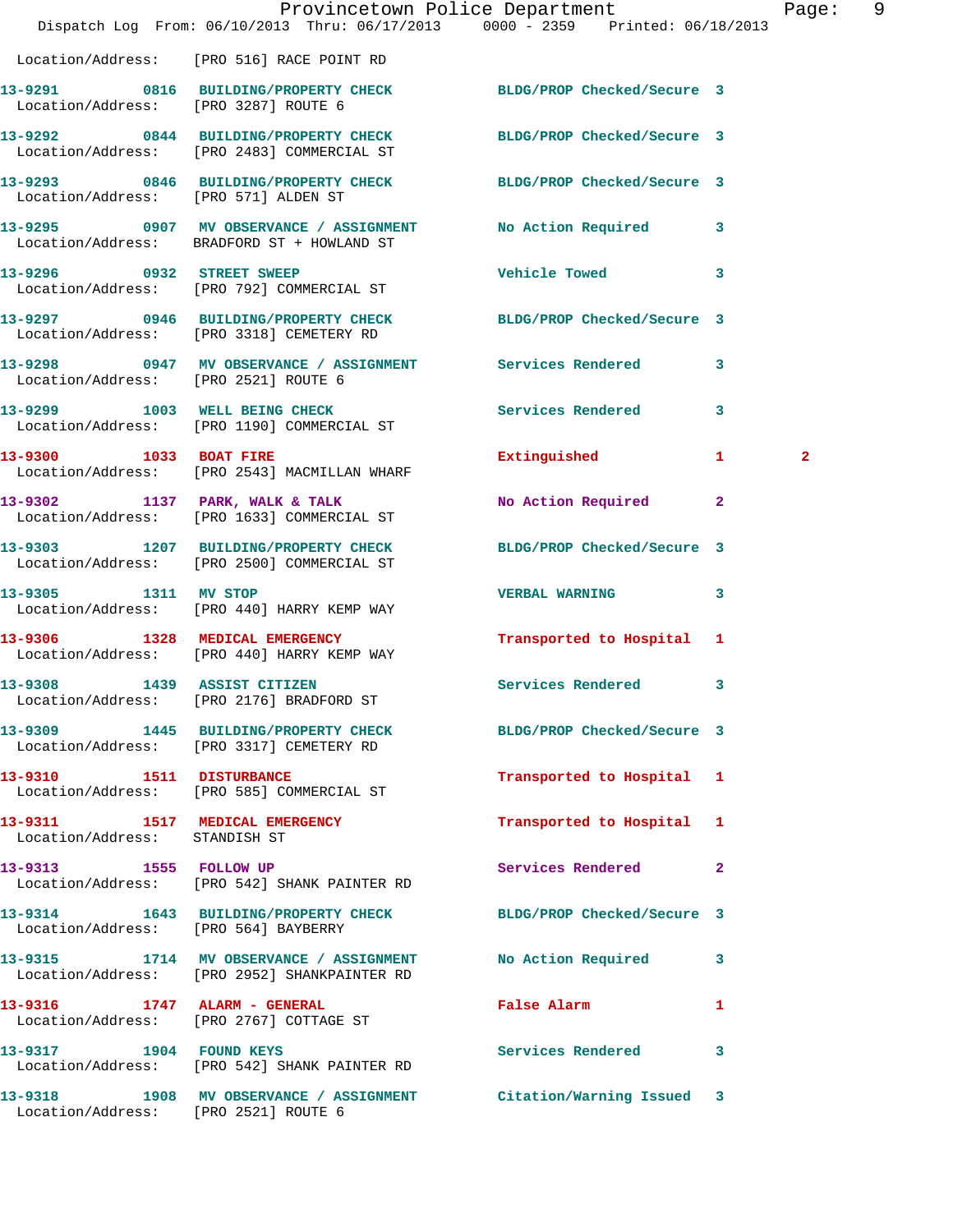Location/Address: [PRO 516] RACE POINT RD

| Call # | Time | Call Type | Disposition | Priority | |
|---|---|---|---|---|---|
| 13-9291 | 0816 | BUILDING/PROPERTY CHECK | BLDG/PROP Checked/Secure | 3 | |
| | | Location/Address: [PRO 3287] ROUTE 6 | | | |
| 13-9292 | 0844 | BUILDING/PROPERTY CHECK | BLDG/PROP Checked/Secure | 3 | |
| | | Location/Address: [PRO 2483] COMMERCIAL ST | | | |
| 13-9293 | 0846 | BUILDING/PROPERTY CHECK | BLDG/PROP Checked/Secure | 3 | |
| | | Location/Address: [PRO 571] ALDEN ST | | | |
| 13-9295 | 0907 | MV OBSERVANCE / ASSIGNMENT | No Action Required | 3 | |
| | | Location/Address: BRADFORD ST + HOWLAND ST | | | |
| 13-9296 | 0932 | STREET SWEEP | Vehicle Towed | 3 | |
| | | Location/Address: [PRO 792] COMMERCIAL ST | | | |
| 13-9297 | 0946 | BUILDING/PROPERTY CHECK | BLDG/PROP Checked/Secure | 3 | |
| | | Location/Address: [PRO 3318] CEMETERY RD | | | |
| 13-9298 | 0947 | MV OBSERVANCE / ASSIGNMENT | Services Rendered | 3 | |
| | | Location/Address: [PRO 2521] ROUTE 6 | | | |
| 13-9299 | 1003 | WELL BEING CHECK | Services Rendered | 3 | |
| | | Location/Address: [PRO 1190] COMMERCIAL ST | | | |
| 13-9300 | 1033 | BOAT FIRE | Extinguished | 1 | 2 |
| | | Location/Address: [PRO 2543] MACMILLAN WHARF | | | |
| 13-9302 | 1137 | PARK, WALK & TALK | No Action Required | 2 | |
| | | Location/Address: [PRO 1633] COMMERCIAL ST | | | |
| 13-9303 | 1207 | BUILDING/PROPERTY CHECK | BLDG/PROP Checked/Secure | 3 | |
| | | Location/Address: [PRO 2500] COMMERCIAL ST | | | |
| 13-9305 | 1311 | MV STOP | VERBAL WARNING | 3 | |
| | | Location/Address: [PRO 440] HARRY KEMP WAY | | | |
| 13-9306 | 1328 | MEDICAL EMERGENCY | Transported to Hospital | 1 | |
| | | Location/Address: [PRO 440] HARRY KEMP WAY | | | |
| 13-9308 | 1439 | ASSIST CITIZEN | Services Rendered | 3 | |
| | | Location/Address: [PRO 2176] BRADFORD ST | | | |
| 13-9309 | 1445 | BUILDING/PROPERTY CHECK | BLDG/PROP Checked/Secure | 3 | |
| | | Location/Address: [PRO 3317] CEMETERY RD | | | |
| 13-9310 | 1511 | DISTURBANCE | Transported to Hospital | 1 | |
| | | Location/Address: [PRO 585] COMMERCIAL ST | | | |
| 13-9311 | 1517 | MEDICAL EMERGENCY | Transported to Hospital | 1 | |
| | | Location/Address: STANDISH ST | | | |
| 13-9313 | 1555 | FOLLOW UP | Services Rendered | 2 | |
| | | Location/Address: [PRO 542] SHANK PAINTER RD | | | |
| 13-9314 | 1643 | BUILDING/PROPERTY CHECK | BLDG/PROP Checked/Secure | 3 | |
| | | Location/Address: [PRO 564] BAYBERRY | | | |
| 13-9315 | 1714 | MV OBSERVANCE / ASSIGNMENT | No Action Required | 3 | |
| | | Location/Address: [PRO 2952] SHANKPAINTER RD | | | |
| 13-9316 | 1747 | ALARM - GENERAL | False Alarm | 1 | |
| | | Location/Address: [PRO 2767] COTTAGE ST | | | |
| 13-9317 | 1904 | FOUND KEYS | Services Rendered | 3 | |
| | | Location/Address: [PRO 542] SHANK PAINTER RD | | | |
| 13-9318 | 1908 | MV OBSERVANCE / ASSIGNMENT | Citation/Warning Issued | 3 | |
| | | Location/Address: [PRO 2521] ROUTE 6 | | | |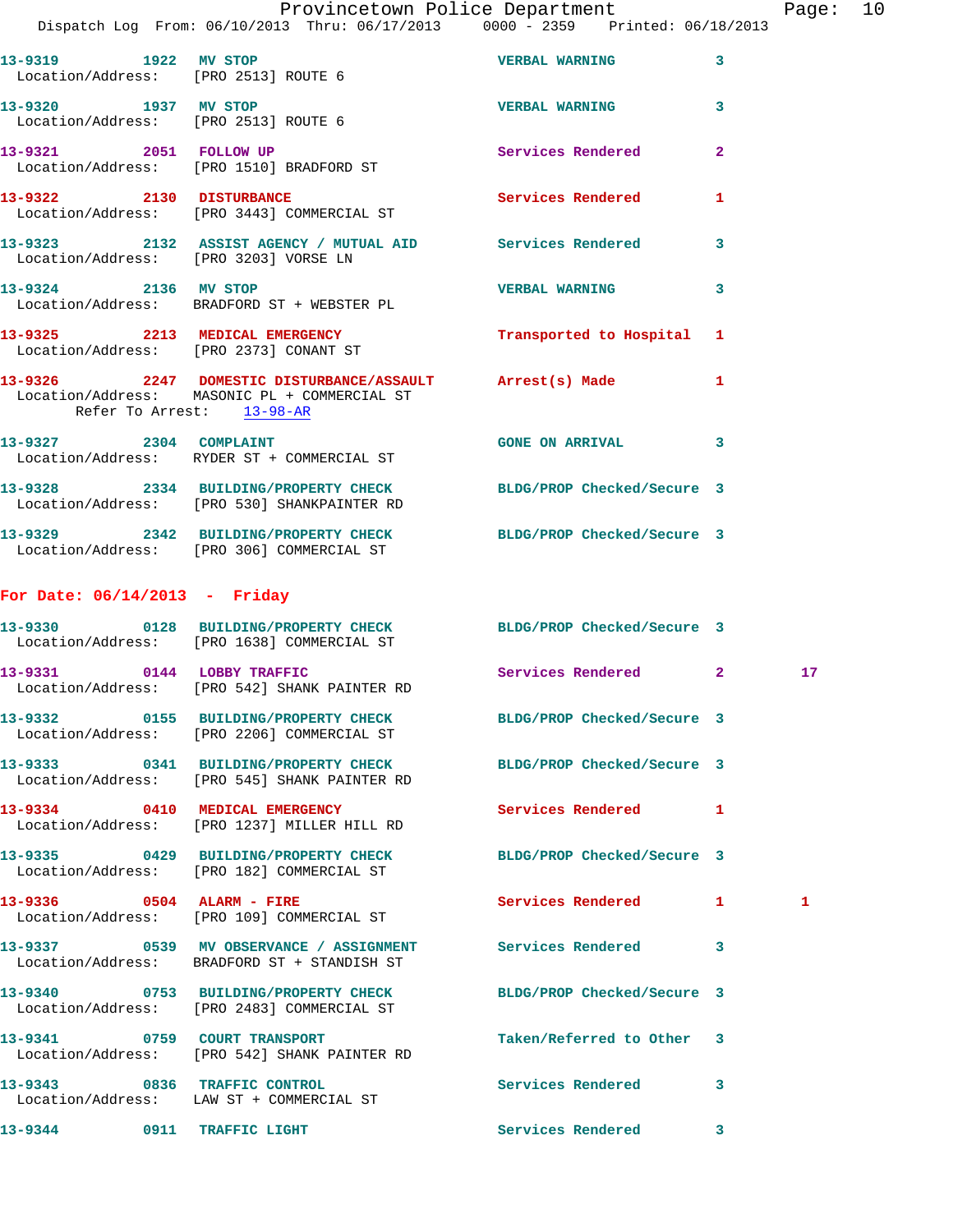13-9319 1922 MV STOP VERBAL WARNING 3
Location/Address: [PRO 2513] ROUTE 6

13-9320 1937 MV STOP VERBAL WARNING 3
Location/Address: [PRO 2513] ROUTE 6

13-9321 2051 FOLLOW UP Services Rendered 2
Location/Address: [PRO 1510] BRADFORD ST

13-9322 2130 DISTURBANCE Services Rendered 1
Location/Address: [PRO 3443] COMMERCIAL ST

13-9323 2132 ASSIST AGENCY / MUTUAL AID Services Rendered 3
Location/Address: [PRO 3203] VORSE LN

13-9324 2136 MV STOP VERBAL WARNING 3
Location/Address: BRADFORD ST + WEBSTER PL

13-9325 2213 MEDICAL EMERGENCY Transported to Hospital 1
Location/Address: [PRO 2373] CONANT ST

13-9326 2247 DOMESTIC DISTURBANCE/ASSAULT Arrest(s) Made 1
Location/Address: MASONIC PL + COMMERCIAL ST
Refer To Arrest: 13-98-AR

13-9327 2304 COMPLAINT GONE ON ARRIVAL 3
Location/Address: RYDER ST + COMMERCIAL ST

13-9328 2334 BUILDING/PROPERTY CHECK BLDG/PROP Checked/Secure 3
Location/Address: [PRO 530] SHANKPAINTER RD

13-9329 2342 BUILDING/PROPERTY CHECK BLDG/PROP Checked/Secure 3
Location/Address: [PRO 306] COMMERCIAL ST

## For Date: 06/14/2013 - Friday

13-9330 0128 BUILDING/PROPERTY CHECK BLDG/PROP Checked/Secure 3
Location/Address: [PRO 1638] COMMERCIAL ST

13-9331 0144 LOBBY TRAFFIC Services Rendered 2 17
Location/Address: [PRO 542] SHANK PAINTER RD

13-9332 0155 BUILDING/PROPERTY CHECK BLDG/PROP Checked/Secure 3
Location/Address: [PRO 2206] COMMERCIAL ST

13-9333 0341 BUILDING/PROPERTY CHECK BLDG/PROP Checked/Secure 3
Location/Address: [PRO 545] SHANK PAINTER RD

13-9334 0410 MEDICAL EMERGENCY Services Rendered 1
Location/Address: [PRO 1237] MILLER HILL RD

13-9335 0429 BUILDING/PROPERTY CHECK BLDG/PROP Checked/Secure 3
Location/Address: [PRO 182] COMMERCIAL ST

13-9336 0504 ALARM - FIRE Services Rendered 1 1
Location/Address: [PRO 109] COMMERCIAL ST

13-9337 0539 MV OBSERVANCE / ASSIGNMENT Services Rendered 3
Location/Address: BRADFORD ST + STANDISH ST

13-9340 0753 BUILDING/PROPERTY CHECK BLDG/PROP Checked/Secure 3
Location/Address: [PRO 2483] COMMERCIAL ST

13-9341 0759 COURT TRANSPORT Taken/Referred to Other 3
Location/Address: [PRO 542] SHANK PAINTER RD

13-9343 0836 TRAFFIC CONTROL Services Rendered 3
Location/Address: LAW ST + COMMERCIAL ST

13-9344 0911 TRAFFIC LIGHT Services Rendered 3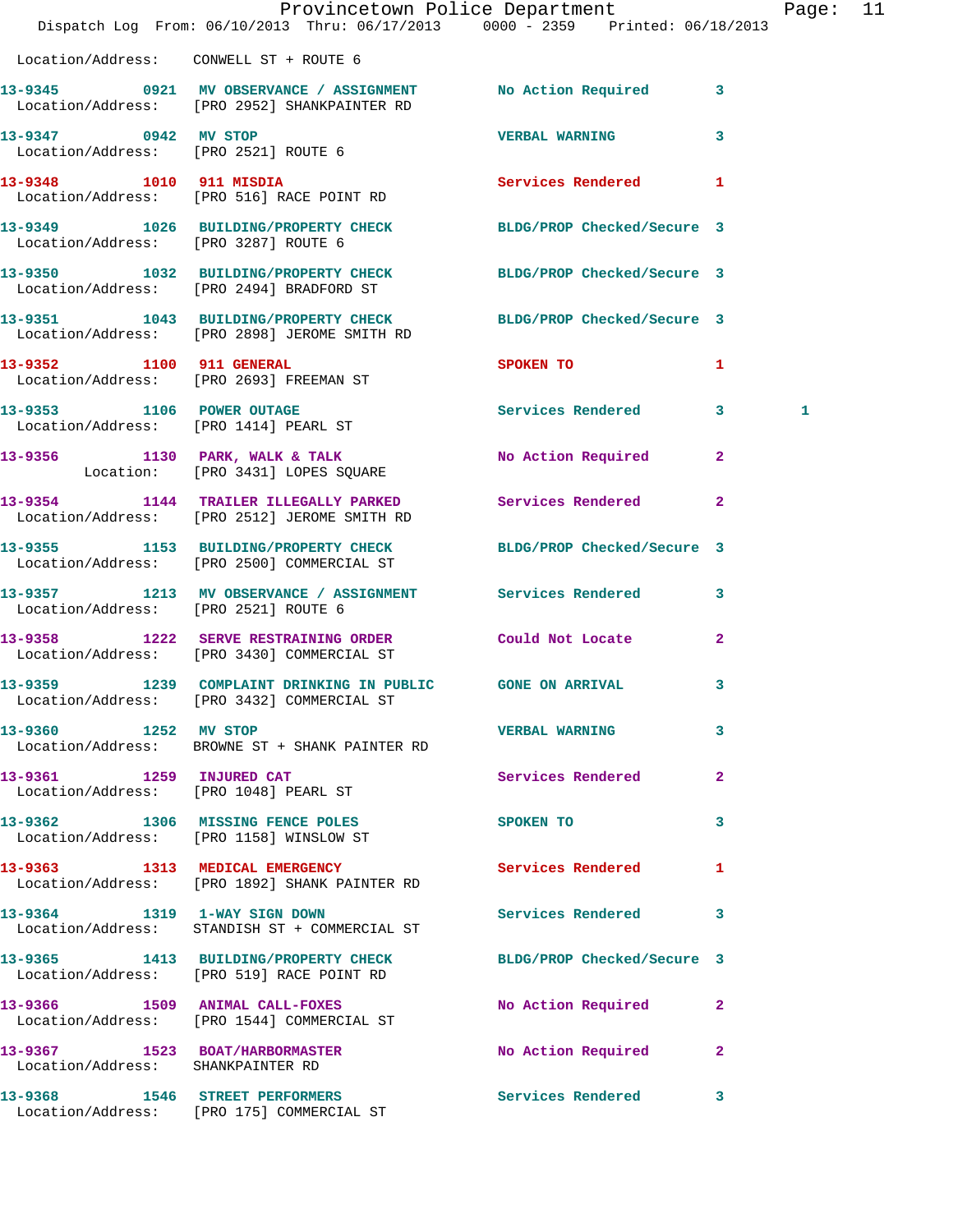Location/Address: CONWELL ST + ROUTE 6

| Call # | Time | Call Type | Disposition | Priority | |
|---|---|---|---|---|---|
| 13-9345 | 0921 | MV OBSERVANCE / ASSIGNMENT | No Action Required | 3 | |
| Location/Address: | | [PRO 2952] SHANKPAINTER RD | | | |
| 13-9347 | 0942 | MV STOP | VERBAL WARNING | 3 | |
| Location/Address: | | [PRO 2521] ROUTE 6 | | | |
| 13-9348 | 1010 | 911 MISDIA | Services Rendered | 1 | |
| Location/Address: | | [PRO 516] RACE POINT RD | | | |
| 13-9349 | 1026 | BUILDING/PROPERTY CHECK | BLDG/PROP Checked/Secure | 3 | |
| Location/Address: | | [PRO 3287] ROUTE 6 | | | |
| 13-9350 | 1032 | BUILDING/PROPERTY CHECK | BLDG/PROP Checked/Secure | 3 | |
| Location/Address: | | [PRO 2494] BRADFORD ST | | | |
| 13-9351 | 1043 | BUILDING/PROPERTY CHECK | BLDG/PROP Checked/Secure | 3 | |
| Location/Address: | | [PRO 2898] JEROME SMITH RD | | | |
| 13-9352 | 1100 | 911 GENERAL | SPOKEN TO | 1 | |
| Location/Address: | | [PRO 2693] FREEMAN ST | | | |
| 13-9353 | 1106 | POWER OUTAGE | Services Rendered | 3 | 1 |
| Location/Address: | | [PRO 1414] PEARL ST | | | |
| 13-9356 | 1130 | PARK, WALK & TALK | No Action Required | 2 | |
| Location: | | [PRO 3431] LOPES SQUARE | | | |
| 13-9354 | 1144 | TRAILER ILLEGALLY PARKED | Services Rendered | 2 | |
| Location/Address: | | [PRO 2512] JEROME SMITH RD | | | |
| 13-9355 | 1153 | BUILDING/PROPERTY CHECK | BLDG/PROP Checked/Secure | 3 | |
| Location/Address: | | [PRO 2500] COMMERCIAL ST | | | |
| 13-9357 | 1213 | MV OBSERVANCE / ASSIGNMENT | Services Rendered | 3 | |
| Location/Address: | | [PRO 2521] ROUTE 6 | | | |
| 13-9358 | 1222 | SERVE RESTRAINING ORDER | Could Not Locate | 2 | |
| Location/Address: | | [PRO 3430] COMMERCIAL ST | | | |
| 13-9359 | 1239 | COMPLAINT DRINKING IN PUBLIC | GONE ON ARRIVAL | 3 | |
| Location/Address: | | [PRO 3432] COMMERCIAL ST | | | |
| 13-9360 | 1252 | MV STOP | VERBAL WARNING | 3 | |
| Location/Address: | | BROWNE ST + SHANK PAINTER RD | | | |
| 13-9361 | 1259 | INJURED CAT | Services Rendered | 2 | |
| Location/Address: | | [PRO 1048] PEARL ST | | | |
| 13-9362 | 1306 | MISSING FENCE POLES | SPOKEN TO | 3 | |
| Location/Address: | | [PRO 1158] WINSLOW ST | | | |
| 13-9363 | 1313 | MEDICAL EMERGENCY | Services Rendered | 1 | |
| Location/Address: | | [PRO 1892] SHANK PAINTER RD | | | |
| 13-9364 | 1319 | 1-WAY SIGN DOWN | Services Rendered | 3 | |
| Location/Address: | | STANDISH ST + COMMERCIAL ST | | | |
| 13-9365 | 1413 | BUILDING/PROPERTY CHECK | BLDG/PROP Checked/Secure | 3 | |
| Location/Address: | | [PRO 519] RACE POINT RD | | | |
| 13-9366 | 1509 | ANIMAL CALL-FOXES | No Action Required | 2 | |
| Location/Address: | | [PRO 1544] COMMERCIAL ST | | | |
| 13-9367 | 1523 | BOAT/HARBORMASTER | No Action Required | 2 | |
| Location/Address: | | SHANKPAINTER RD | | | |
| 13-9368 | 1546 | STREET PERFORMERS | Services Rendered | 3 | |
| Location/Address: | | [PRO 175] COMMERCIAL ST | | | |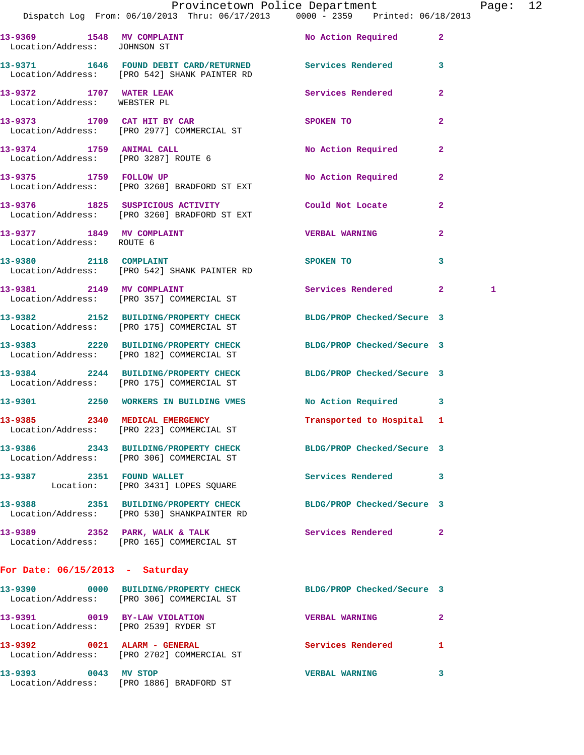13-9369 1548 MV COMPLAINT No Action Required 2
Location/Address: JOHNSON ST

13-9371 1646 FOUND DEBIT CARD/RETURNED Services Rendered 3
Location/Address: [PRO 542] SHANK PAINTER RD

13-9372 1707 WATER LEAK Services Rendered 2
Location/Address: WEBSTER PL

13-9373 1709 CAT HIT BY CAR SPOKEN TO 2
Location/Address: [PRO 2977] COMMERCIAL ST

13-9374 1759 ANIMAL CALL No Action Required 2
Location/Address: [PRO 3287] ROUTE 6

13-9375 1759 FOLLOW UP No Action Required 2
Location/Address: [PRO 3260] BRADFORD ST EXT

13-9376 1825 SUSPICIOUS ACTIVITY Could Not Locate 2
Location/Address: [PRO 3260] BRADFORD ST EXT

13-9377 1849 MV COMPLAINT VERBAL WARNING 2
Location/Address: ROUTE 6

13-9380 2118 COMPLAINT SPOKEN TO 3
Location/Address: [PRO 542] SHANK PAINTER RD

13-9381 2149 MV COMPLAINT Services Rendered 2 1
Location/Address: [PRO 357] COMMERCIAL ST

13-9382 2152 BUILDING/PROPERTY CHECK BLDG/PROP Checked/Secure 3
Location/Address: [PRO 175] COMMERCIAL ST

13-9383 2220 BUILDING/PROPERTY CHECK BLDG/PROP Checked/Secure 3
Location/Address: [PRO 182] COMMERCIAL ST

13-9384 2244 BUILDING/PROPERTY CHECK BLDG/PROP Checked/Secure 3
Location/Address: [PRO 175] COMMERCIAL ST

13-9301 2250 WORKERS IN BUILDING VMES No Action Required 3

13-9385 2340 MEDICAL EMERGENCY Transported to Hospital 1
Location/Address: [PRO 223] COMMERCIAL ST

13-9386 2343 BUILDING/PROPERTY CHECK BLDG/PROP Checked/Secure 3
Location/Address: [PRO 306] COMMERCIAL ST

13-9387 2351 FOUND WALLET Services Rendered 3
Location: [PRO 3431] LOPES SQUARE

13-9388 2351 BUILDING/PROPERTY CHECK BLDG/PROP Checked/Secure 3
Location/Address: [PRO 530] SHANKPAINTER RD

13-9389 2352 PARK, WALK & TALK Services Rendered 2
Location/Address: [PRO 165] COMMERCIAL ST

## For Date: 06/15/2013 - Saturday

13-9390 0000 BUILDING/PROPERTY CHECK BLDG/PROP Checked/Secure 3
Location/Address: [PRO 306] COMMERCIAL ST

13-9391 0019 BY-LAW VIOLATION VERBAL WARNING 2
Location/Address: [PRO 2539] RYDER ST

13-9392 0021 ALARM - GENERAL Services Rendered 1
Location/Address: [PRO 2702] COMMERCIAL ST

13-9393 0043 MV STOP VERBAL WARNING 3
Location/Address: [PRO 1886] BRADFORD ST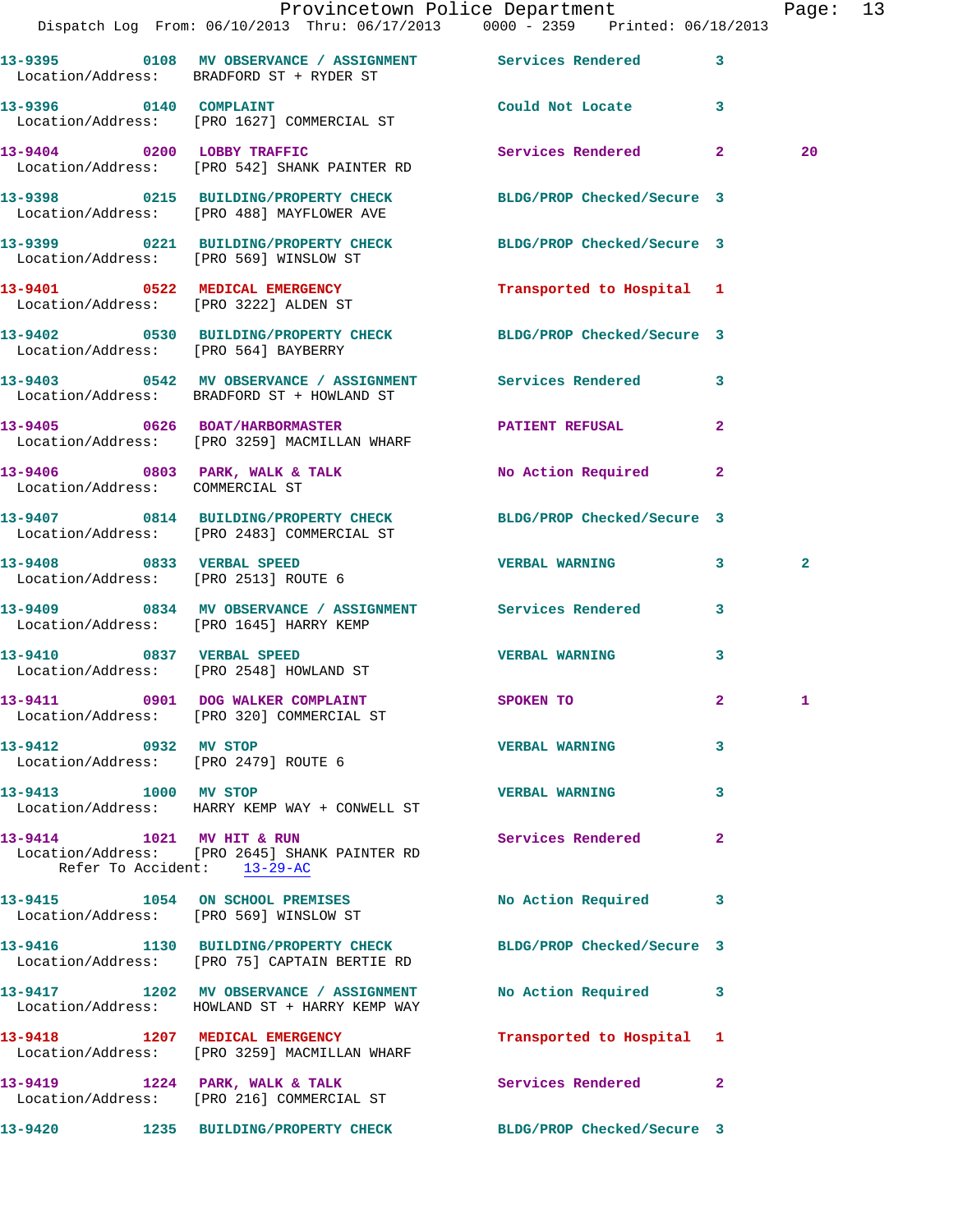13-9395 0108 MV OBSERVANCE / ASSIGNMENT Services Rendered 3
Location/Address: BRADFORD ST + RYDER ST

13-9396 0140 COMPLAINT Could Not Locate 3
Location/Address: [PRO 1627] COMMERCIAL ST

13-9404 0200 LOBBY TRAFFIC Services Rendered 2 20
Location/Address: [PRO 542] SHANK PAINTER RD

13-9398 0215 BUILDING/PROPERTY CHECK BLDG/PROP Checked/Secure 3
Location/Address: [PRO 488] MAYFLOWER AVE

13-9399 0221 BUILDING/PROPERTY CHECK BLDG/PROP Checked/Secure 3
Location/Address: [PRO 569] WINSLOW ST

13-9401 0522 MEDICAL EMERGENCY Transported to Hospital 1
Location/Address: [PRO 3222] ALDEN ST

13-9402 0530 BUILDING/PROPERTY CHECK BLDG/PROP Checked/Secure 3
Location/Address: [PRO 564] BAYBERRY

13-9403 0542 MV OBSERVANCE / ASSIGNMENT Services Rendered 3
Location/Address: BRADFORD ST + HOWLAND ST

13-9405 0626 BOAT/HARBORMASTER PATIENT REFUSAL 2
Location/Address: [PRO 3259] MACMILLAN WHARF

13-9406 0803 PARK, WALK & TALK No Action Required 2
Location/Address: COMMERCIAL ST

13-9407 0814 BUILDING/PROPERTY CHECK BLDG/PROP Checked/Secure 3
Location/Address: [PRO 2483] COMMERCIAL ST

13-9408 0833 VERBAL SPEED VERBAL WARNING 3 2
Location/Address: [PRO 2513] ROUTE 6

13-9409 0834 MV OBSERVANCE / ASSIGNMENT Services Rendered 3
Location/Address: [PRO 1645] HARRY KEMP

13-9410 0837 VERBAL SPEED VERBAL WARNING 3
Location/Address: [PRO 2548] HOWLAND ST

13-9411 0901 DOG WALKER COMPLAINT SPOKEN TO 2 1
Location/Address: [PRO 320] COMMERCIAL ST

13-9412 0932 MV STOP VERBAL WARNING 3
Location/Address: [PRO 2479] ROUTE 6

13-9413 1000 MV STOP VERBAL WARNING 3
Location/Address: HARRY KEMP WAY + CONWELL ST

13-9414 1021 MV HIT & RUN Services Rendered 2
Location/Address: [PRO 2645] SHANK PAINTER RD
Refer To Accident: 13-29-AC

13-9415 1054 ON SCHOOL PREMISES No Action Required 3
Location/Address: [PRO 569] WINSLOW ST

13-9416 1130 BUILDING/PROPERTY CHECK BLDG/PROP Checked/Secure 3
Location/Address: [PRO 75] CAPTAIN BERTIE RD

13-9417 1202 MV OBSERVANCE / ASSIGNMENT No Action Required 3
Location/Address: HOWLAND ST + HARRY KEMP WAY

13-9418 1207 MEDICAL EMERGENCY Transported to Hospital 1
Location/Address: [PRO 3259] MACMILLAN WHARF

13-9419 1224 PARK, WALK & TALK Services Rendered 2
Location/Address: [PRO 216] COMMERCIAL ST

13-9420 1235 BUILDING/PROPERTY CHECK BLDG/PROP Checked/Secure 3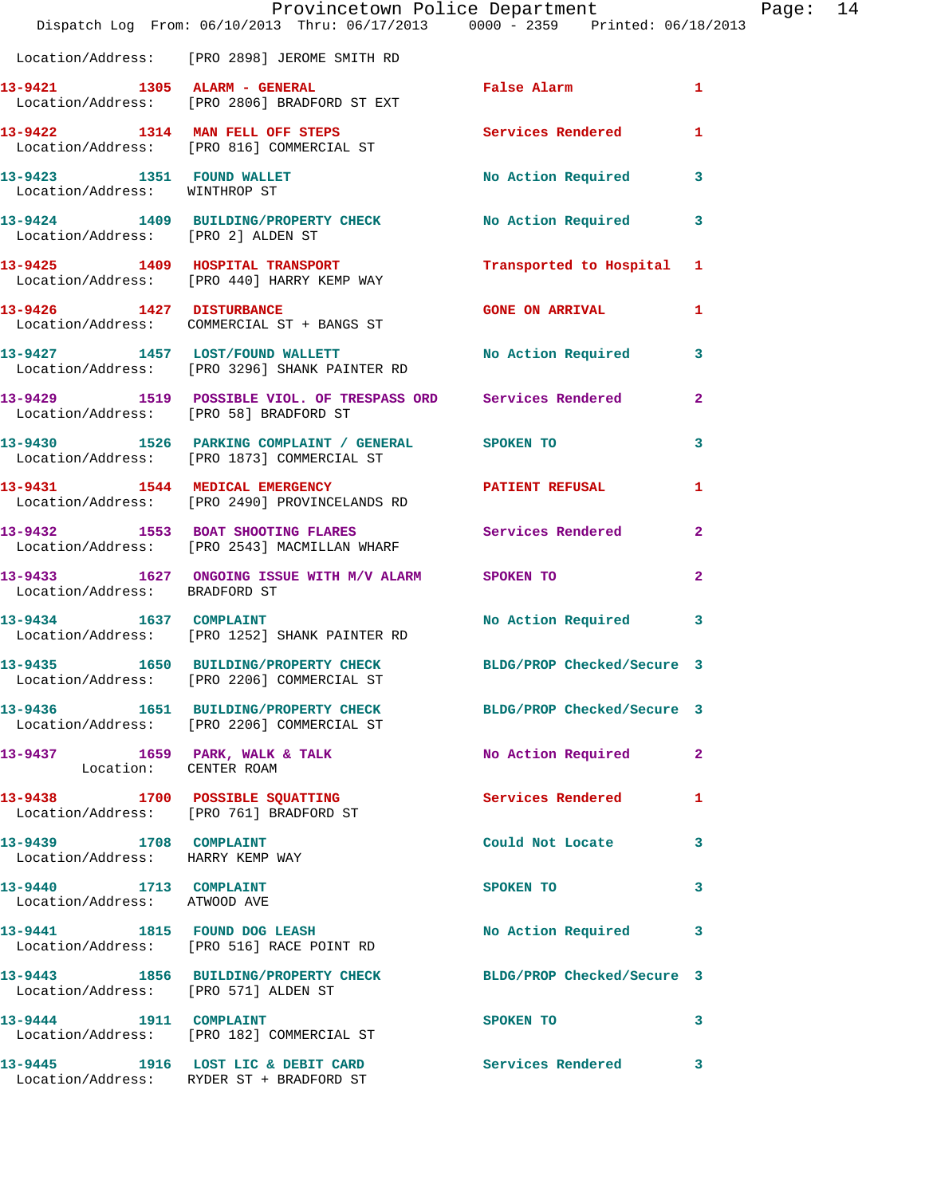Location/Address: [PRO 2898] JEROME SMITH RD

| Call No. | Time | Call Reason | Action | Priority |
|---|---|---|---|---|
| 13-9421 | 1305 | ALARM - GENERAL | False Alarm | 1 |
| | | Location/Address: [PRO 2806] BRADFORD ST EXT | | |
| 13-9422 | 1314 | MAN FELL OFF STEPS | Services Rendered | 1 |
| | | Location/Address: [PRO 816] COMMERCIAL ST | | |
| 13-9423 | 1351 | FOUND WALLET | No Action Required | 3 |
| | | Location/Address: WINTHROP ST | | |
| 13-9424 | 1409 | BUILDING/PROPERTY CHECK | No Action Required | 3 |
| | | Location/Address: [PRO 2] ALDEN ST | | |
| 13-9425 | 1409 | HOSPITAL TRANSPORT | Transported to Hospital | 1 |
| | | Location/Address: [PRO 440] HARRY KEMP WAY | | |
| 13-9426 | 1427 | DISTURBANCE | GONE ON ARRIVAL | 1 |
| | | Location/Address: COMMERCIAL ST + BANGS ST | | |
| 13-9427 | 1457 | LOST/FOUND WALLETT | No Action Required | 3 |
| | | Location/Address: [PRO 3296] SHANK PAINTER RD | | |
| 13-9429 | 1519 | POSSIBLE VIOL. OF TRESPASS ORD | Services Rendered | 2 |
| | | Location/Address: [PRO 58] BRADFORD ST | | |
| 13-9430 | 1526 | PARKING COMPLAINT / GENERAL | SPOKEN TO | 3 |
| | | Location/Address: [PRO 1873] COMMERCIAL ST | | |
| 13-9431 | 1544 | MEDICAL EMERGENCY | PATIENT REFUSAL | 1 |
| | | Location/Address: [PRO 2490] PROVINCELANDS RD | | |
| 13-9432 | 1553 | BOAT SHOOTING FLARES | Services Rendered | 2 |
| | | Location/Address: [PRO 2543] MACMILLAN WHARF | | |
| 13-9433 | 1627 | ONGOING ISSUE WITH M/V ALARM | SPOKEN TO | 2 |
| | | Location/Address: BRADFORD ST | | |
| 13-9434 | 1637 | COMPLAINT | No Action Required | 3 |
| | | Location/Address: [PRO 1252] SHANK PAINTER RD | | |
| 13-9435 | 1650 | BUILDING/PROPERTY CHECK | BLDG/PROP Checked/Secure | 3 |
| | | Location/Address: [PRO 2206] COMMERCIAL ST | | |
| 13-9436 | 1651 | BUILDING/PROPERTY CHECK | BLDG/PROP Checked/Secure | 3 |
| | | Location/Address: [PRO 2206] COMMERCIAL ST | | |
| 13-9437 | 1659 | PARK, WALK & TALK | No Action Required | 2 |
| | | Location: CENTER ROAM | | |
| 13-9438 | 1700 | POSSIBLE SQUATTING | Services Rendered | 1 |
| | | Location/Address: [PRO 761] BRADFORD ST | | |
| 13-9439 | 1708 | COMPLAINT | Could Not Locate | 3 |
| | | Location/Address: HARRY KEMP WAY | | |
| 13-9440 | 1713 | COMPLAINT | SPOKEN TO | 3 |
| | | Location/Address: ATWOOD AVE | | |
| 13-9441 | 1815 | FOUND DOG LEASH | No Action Required | 3 |
| | | Location/Address: [PRO 516] RACE POINT RD | | |
| 13-9443 | 1856 | BUILDING/PROPERTY CHECK | BLDG/PROP Checked/Secure | 3 |
| | | Location/Address: [PRO 571] ALDEN ST | | |
| 13-9444 | 1911 | COMPLAINT | SPOKEN TO | 3 |
| | | Location/Address: [PRO 182] COMMERCIAL ST | | |
| 13-9445 | 1916 | LOST LIC & DEBIT CARD | Services Rendered | 3 |
| | | Location/Address: RYDER ST + BRADFORD ST | | |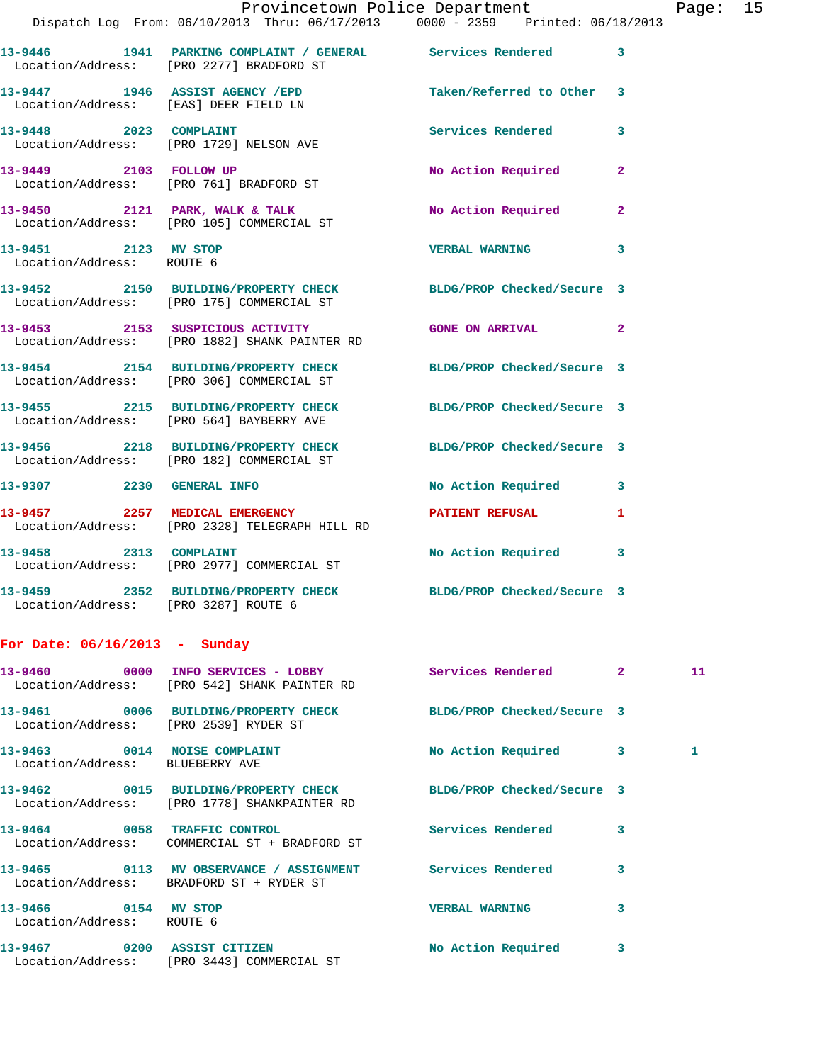13-9446 1941 PARKING COMPLAINT / GENERAL Services Rendered 3
Location/Address: [PRO 2277] BRADFORD ST

13-9447 1946 ASSIST AGENCY /EPD Taken/Referred to Other 3
Location/Address: [EAS] DEER FIELD LN

13-9448 2023 COMPLAINT Services Rendered 3
Location/Address: [PRO 1729] NELSON AVE

13-9449 2103 FOLLOW UP No Action Required 2
Location/Address: [PRO 761] BRADFORD ST

13-9450 2121 PARK, WALK & TALK No Action Required 2
Location/Address: [PRO 105] COMMERCIAL ST

13-9451 2123 MV STOP VERBAL WARNING 3
Location/Address: ROUTE 6

13-9452 2150 BUILDING/PROPERTY CHECK BLDG/PROP Checked/Secure 3
Location/Address: [PRO 175] COMMERCIAL ST

13-9453 2153 SUSPICIOUS ACTIVITY GONE ON ARRIVAL 2
Location/Address: [PRO 1882] SHANK PAINTER RD

13-9454 2154 BUILDING/PROPERTY CHECK BLDG/PROP Checked/Secure 3
Location/Address: [PRO 306] COMMERCIAL ST

13-9455 2215 BUILDING/PROPERTY CHECK BLDG/PROP Checked/Secure 3
Location/Address: [PRO 564] BAYBERRY AVE

13-9456 2218 BUILDING/PROPERTY CHECK BLDG/PROP Checked/Secure 3
Location/Address: [PRO 182] COMMERCIAL ST

13-9307 2230 GENERAL INFO No Action Required 3

13-9457 2257 MEDICAL EMERGENCY PATIENT REFUSAL 1
Location/Address: [PRO 2328] TELEGRAPH HILL RD

13-9458 2313 COMPLAINT No Action Required 3
Location/Address: [PRO 2977] COMMERCIAL ST

13-9459 2352 BUILDING/PROPERTY CHECK BLDG/PROP Checked/Secure 3
Location/Address: [PRO 3287] ROUTE 6

**For Date: 06/16/2013 - Sunday**

13-9460 0000 INFO SERVICES - LOBBY Services Rendered 2 11
Location/Address: [PRO 542] SHANK PAINTER RD

13-9461 0006 BUILDING/PROPERTY CHECK BLDG/PROP Checked/Secure 3
Location/Address: [PRO 2539] RYDER ST

13-9463 0014 NOISE COMPLAINT No Action Required 3 1
Location/Address: BLUEBERRY AVE

13-9462 0015 BUILDING/PROPERTY CHECK BLDG/PROP Checked/Secure 3
Location/Address: [PRO 1778] SHANKPAINTER RD

13-9464 0058 TRAFFIC CONTROL Services Rendered 3
Location/Address: COMMERCIAL ST + BRADFORD ST

13-9465 0113 MV OBSERVANCE / ASSIGNMENT Services Rendered 3
Location/Address: BRADFORD ST + RYDER ST

13-9466 0154 MV STOP VERBAL WARNING 3
Location/Address: ROUTE 6

13-9467 0200 ASSIST CITIZEN No Action Required 3
Location/Address: [PRO 3443] COMMERCIAL ST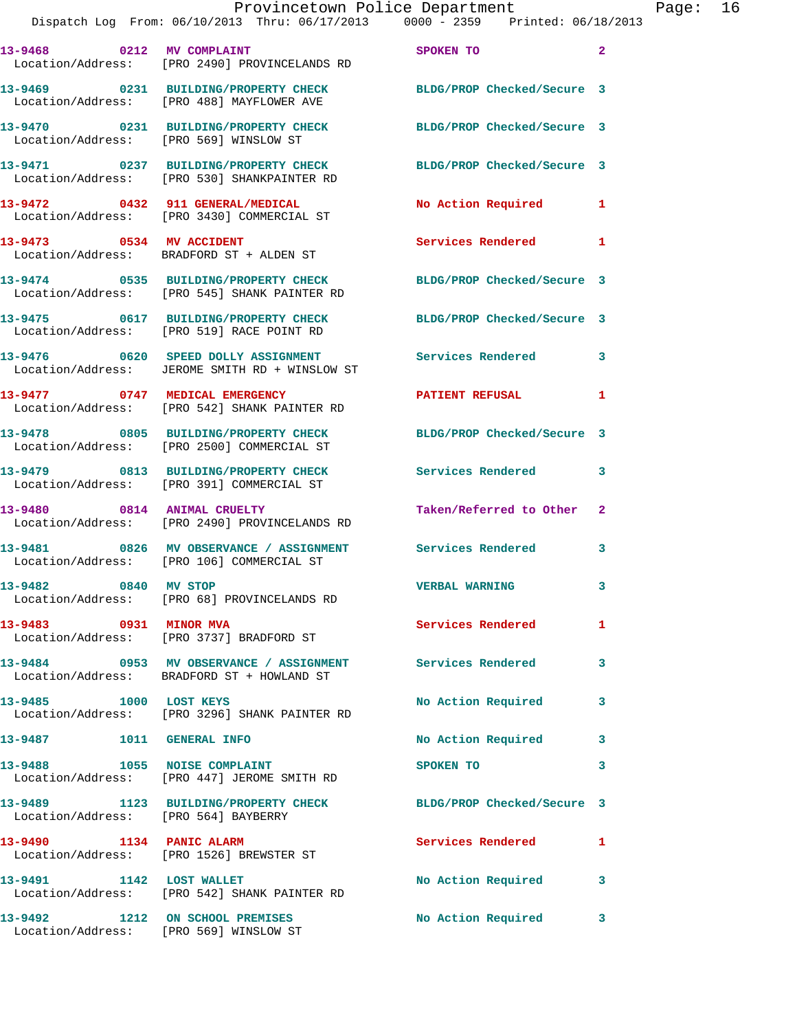13-9468 0212 **MV COMPLAINT** SPOKEN TO 2
Location/Address: [PRO 2490] PROVINCELANDS RD

13-9469 0231 **BUILDING/PROPERTY CHECK** BLDG/PROP Checked/Secure 3
Location/Address: [PRO 488] MAYFLOWER AVE

13-9470 0231 **BUILDING/PROPERTY CHECK** BLDG/PROP Checked/Secure 3
Location/Address: [PRO 569] WINSLOW ST

13-9471 0237 **BUILDING/PROPERTY CHECK** BLDG/PROP Checked/Secure 3
Location/Address: [PRO 530] SHANKPAINTER RD

13-9472 0432 **911 GENERAL/MEDICAL** No Action Required 1
Location/Address: [PRO 3430] COMMERCIAL ST

13-9473 0534 **MV ACCIDENT** Services Rendered 1
Location/Address: BRADFORD ST + ALDEN ST

13-9474 0535 **BUILDING/PROPERTY CHECK** BLDG/PROP Checked/Secure 3
Location/Address: [PRO 545] SHANK PAINTER RD

13-9475 0617 **BUILDING/PROPERTY CHECK** BLDG/PROP Checked/Secure 3
Location/Address: [PRO 519] RACE POINT RD

13-9476 0620 **SPEED DOLLY ASSIGNMENT** Services Rendered 3
Location/Address: JEROME SMITH RD + WINSLOW ST

13-9477 0747 **MEDICAL EMERGENCY** PATIENT REFUSAL 1
Location/Address: [PRO 542] SHANK PAINTER RD

13-9478 0805 **BUILDING/PROPERTY CHECK** BLDG/PROP Checked/Secure 3
Location/Address: [PRO 2500] COMMERCIAL ST

13-9479 0813 **BUILDING/PROPERTY CHECK** Services Rendered 3
Location/Address: [PRO 391] COMMERCIAL ST

13-9480 0814 **ANIMAL CRUELTY** Taken/Referred to Other 2
Location/Address: [PRO 2490] PROVINCELANDS RD

13-9481 0826 **MV OBSERVANCE / ASSIGNMENT** Services Rendered 3
Location/Address: [PRO 106] COMMERCIAL ST

13-9482 0840 **MV STOP** VERBAL WARNING 3
Location/Address: [PRO 68] PROVINCELANDS RD

13-9483 0931 **MINOR MVA** Services Rendered 1
Location/Address: [PRO 3737] BRADFORD ST

13-9484 0953 **MV OBSERVANCE / ASSIGNMENT** Services Rendered 3
Location/Address: BRADFORD ST + HOWLAND ST

13-9485 1000 **LOST KEYS** No Action Required 3
Location/Address: [PRO 3296] SHANK PAINTER RD

13-9487 1011 **GENERAL INFO** No Action Required 3

13-9488 1055 **NOISE COMPLAINT** SPOKEN TO 3
Location/Address: [PRO 447] JEROME SMITH RD

13-9489 1123 **BUILDING/PROPERTY CHECK** BLDG/PROP Checked/Secure 3
Location/Address: [PRO 564] BAYBERRY

13-9490 1134 **PANIC ALARM** Services Rendered 1
Location/Address: [PRO 1526] BREWSTER ST

13-9491 1142 **LOST WALLET** No Action Required 3
Location/Address: [PRO 542] SHANK PAINTER RD

13-9492 1212 **ON SCHOOL PREMISES** No Action Required 3
Location/Address: [PRO 569] WINSLOW ST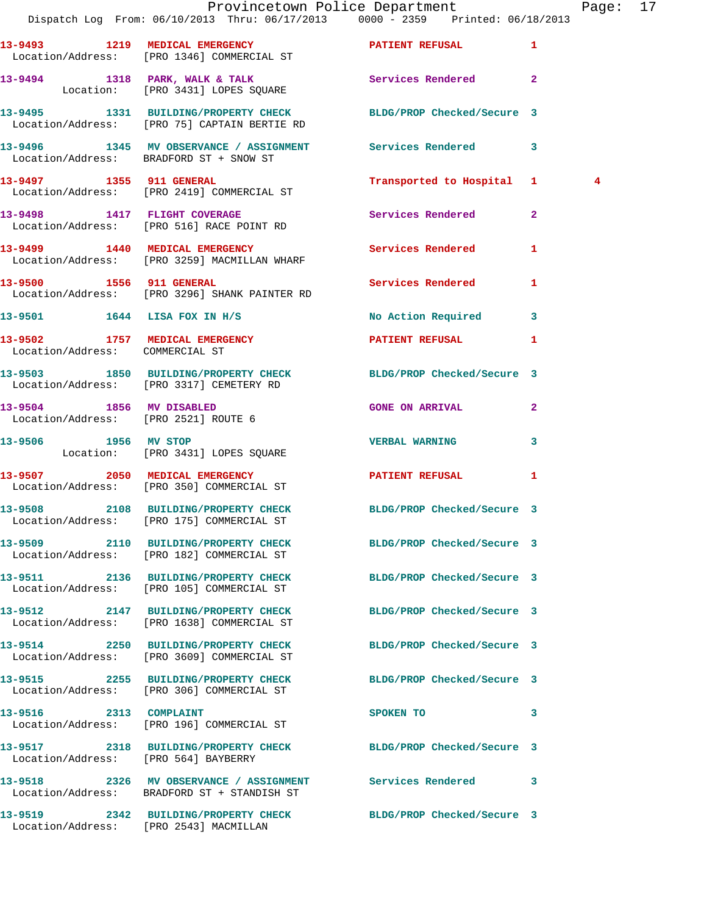| Call # | Time | Call Reason | Action | Priority | |
|---|---|---|---|---|---|
| 13-9493 | 1219 | MEDICAL EMERGENCY | PATIENT REFUSAL | 1 | |
| | | Location/Address: [PRO 1346] COMMERCIAL ST | | | |
| 13-9494 | 1318 | PARK, WALK & TALK | Services Rendered | 2 | |
| | | Location: [PRO 3431] LOPES SQUARE | | | |
| 13-9495 | 1331 | BUILDING/PROPERTY CHECK | BLDG/PROP Checked/Secure | 3 | |
| | | Location/Address: [PRO 75] CAPTAIN BERTIE RD | | | |
| 13-9496 | 1345 | MV OBSERVANCE / ASSIGNMENT | Services Rendered | 3 | |
| | | Location/Address: BRADFORD ST + SNOW ST | | | |
| 13-9497 | 1355 | 911 GENERAL | Transported to Hospital | 1 | 4 |
| | | Location/Address: [PRO 2419] COMMERCIAL ST | | | |
| 13-9498 | 1417 | FLIGHT COVERAGE | Services Rendered | 2 | |
| | | Location/Address: [PRO 516] RACE POINT RD | | | |
| 13-9499 | 1440 | MEDICAL EMERGENCY | Services Rendered | 1 | |
| | | Location/Address: [PRO 3259] MACMILLAN WHARF | | | |
| 13-9500 | 1556 | 911 GENERAL | Services Rendered | 1 | |
| | | Location/Address: [PRO 3296] SHANK PAINTER RD | | | |
| 13-9501 | 1644 | LISA FOX IN H/S | No Action Required | 3 | |
| 13-9502 | 1757 | MEDICAL EMERGENCY | PATIENT REFUSAL | 1 | |
| | | Location/Address: COMMERCIAL ST | | | |
| 13-9503 | 1850 | BUILDING/PROPERTY CHECK | BLDG/PROP Checked/Secure | 3 | |
| | | Location/Address: [PRO 3317] CEMETERY RD | | | |
| 13-9504 | 1856 | MV DISABLED | GONE ON ARRIVAL | 2 | |
| | | Location/Address: [PRO 2521] ROUTE 6 | | | |
| 13-9506 | 1956 | MV STOP | VERBAL WARNING | 3 | |
| | | Location: [PRO 3431] LOPES SQUARE | | | |
| 13-9507 | 2050 | MEDICAL EMERGENCY | PATIENT REFUSAL | 1 | |
| | | Location/Address: [PRO 350] COMMERCIAL ST | | | |
| 13-9508 | 2108 | BUILDING/PROPERTY CHECK | BLDG/PROP Checked/Secure | 3 | |
| | | Location/Address: [PRO 175] COMMERCIAL ST | | | |
| 13-9509 | 2110 | BUILDING/PROPERTY CHECK | BLDG/PROP Checked/Secure | 3 | |
| | | Location/Address: [PRO 182] COMMERCIAL ST | | | |
| 13-9511 | 2136 | BUILDING/PROPERTY CHECK | BLDG/PROP Checked/Secure | 3 | |
| | | Location/Address: [PRO 105] COMMERCIAL ST | | | |
| 13-9512 | 2147 | BUILDING/PROPERTY CHECK | BLDG/PROP Checked/Secure | 3 | |
| | | Location/Address: [PRO 1638] COMMERCIAL ST | | | |
| 13-9514 | 2250 | BUILDING/PROPERTY CHECK | BLDG/PROP Checked/Secure | 3 | |
| | | Location/Address: [PRO 3609] COMMERCIAL ST | | | |
| 13-9515 | 2255 | BUILDING/PROPERTY CHECK | BLDG/PROP Checked/Secure | 3 | |
| | | Location/Address: [PRO 306] COMMERCIAL ST | | | |
| 13-9516 | 2313 | COMPLAINT | SPOKEN TO | 3 | |
| | | Location/Address: [PRO 196] COMMERCIAL ST | | | |
| 13-9517 | 2318 | BUILDING/PROPERTY CHECK | BLDG/PROP Checked/Secure | 3 | |
| | | Location/Address: [PRO 564] BAYBERRY | | | |
| 13-9518 | 2326 | MV OBSERVANCE / ASSIGNMENT | Services Rendered | 3 | |
| | | Location/Address: BRADFORD ST + STANDISH ST | | | |
| 13-9519 | 2342 | BUILDING/PROPERTY CHECK | BLDG/PROP Checked/Secure | 3 | |
| | | Location/Address: [PRO 2543] MACMILLAN | | | |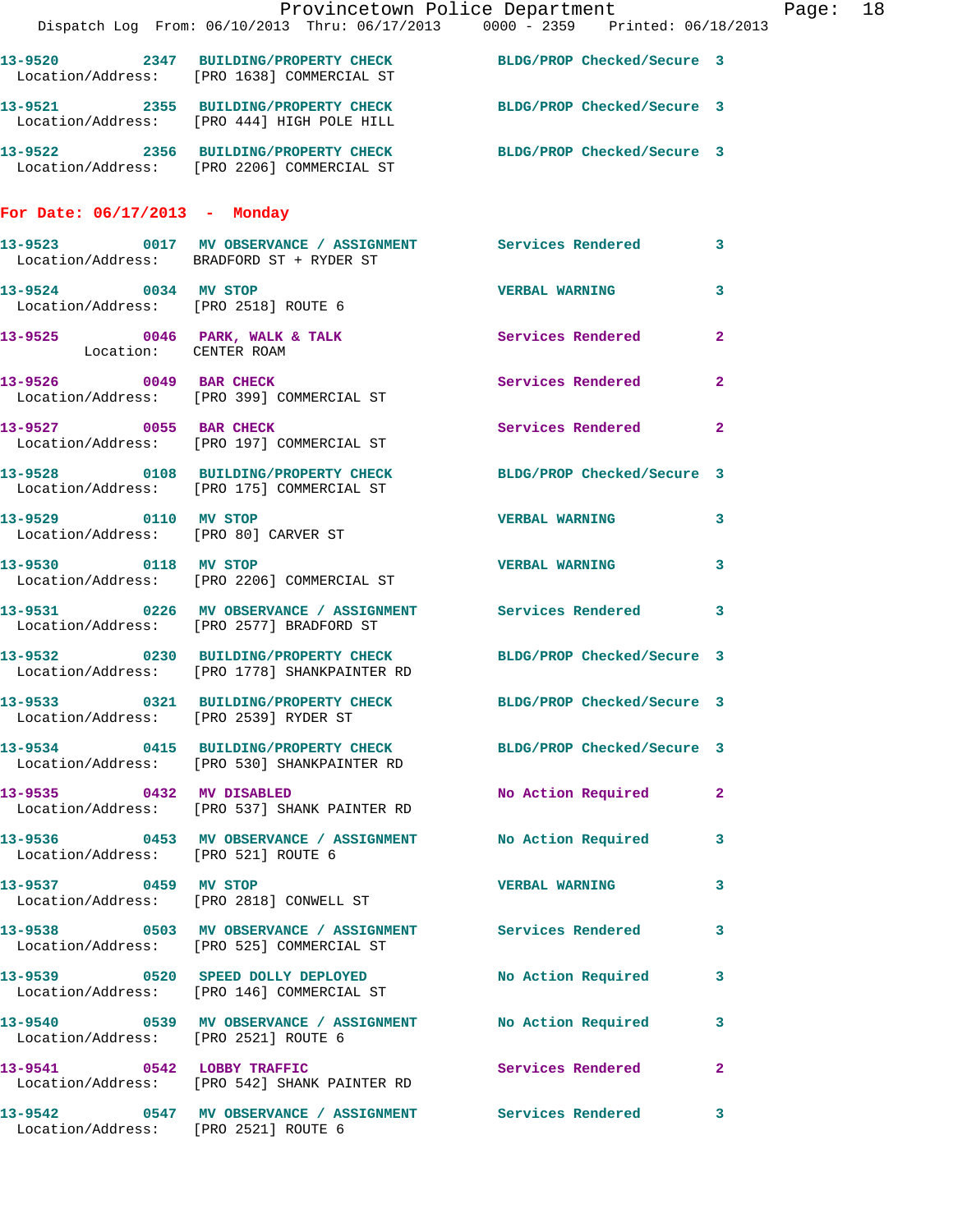13-9520 2347 **BUILDING/PROPERTY CHECK** BLDG/PROP Checked/Secure 3
Location/Address: [PRO 1638] COMMERCIAL ST

13-9521 2355 **BUILDING/PROPERTY CHECK** BLDG/PROP Checked/Secure 3
Location/Address: [PRO 444] HIGH POLE HILL

13-9522 2356 **BUILDING/PROPERTY CHECK** BLDG/PROP Checked/Secure 3
Location/Address: [PRO 2206] COMMERCIAL ST

## For Date: 06/17/2013 - Monday

13-9523 0017 **MV OBSERVANCE / ASSIGNMENT** Services Rendered 3
Location/Address: BRADFORD ST + RYDER ST

13-9524 0034 **MV STOP** VERBAL WARNING 3
Location/Address: [PRO 2518] ROUTE 6

13-9525 0046 **PARK, WALK & TALK** Services Rendered 2
Location: CENTER ROAM

13-9526 0049 **BAR CHECK** Services Rendered 2
Location/Address: [PRO 399] COMMERCIAL ST

13-9527 0055 **BAR CHECK** Services Rendered 2
Location/Address: [PRO 197] COMMERCIAL ST

13-9528 0108 **BUILDING/PROPERTY CHECK** BLDG/PROP Checked/Secure 3
Location/Address: [PRO 175] COMMERCIAL ST

13-9529 0110 **MV STOP** VERBAL WARNING 3
Location/Address: [PRO 80] CARVER ST

13-9530 0118 **MV STOP** VERBAL WARNING 3
Location/Address: [PRO 2206] COMMERCIAL ST

13-9531 0226 **MV OBSERVANCE / ASSIGNMENT** Services Rendered 3
Location/Address: [PRO 2577] BRADFORD ST

13-9532 0230 **BUILDING/PROPERTY CHECK** BLDG/PROP Checked/Secure 3
Location/Address: [PRO 1778] SHANKPAINTER RD

13-9533 0321 **BUILDING/PROPERTY CHECK** BLDG/PROP Checked/Secure 3
Location/Address: [PRO 2539] RYDER ST

13-9534 0415 **BUILDING/PROPERTY CHECK** BLDG/PROP Checked/Secure 3
Location/Address: [PRO 530] SHANKPAINTER RD

13-9535 0432 **MV DISABLED** No Action Required 2
Location/Address: [PRO 537] SHANK PAINTER RD

13-9536 0453 **MV OBSERVANCE / ASSIGNMENT** No Action Required 3
Location/Address: [PRO 521] ROUTE 6

13-9537 0459 **MV STOP** VERBAL WARNING 3
Location/Address: [PRO 2818] CONWELL ST

13-9538 0503 **MV OBSERVANCE / ASSIGNMENT** Services Rendered 3
Location/Address: [PRO 525] COMMERCIAL ST

13-9539 0520 **SPEED DOLLY DEPLOYED** No Action Required 3
Location/Address: [PRO 146] COMMERCIAL ST

13-9540 0539 **MV OBSERVANCE / ASSIGNMENT** No Action Required 3
Location/Address: [PRO 2521] ROUTE 6

13-9541 0542 **LOBBY TRAFFIC** Services Rendered 2
Location/Address: [PRO 542] SHANK PAINTER RD

13-9542 0547 **MV OBSERVANCE / ASSIGNMENT** Services Rendered 3
Location/Address: [PRO 2521] ROUTE 6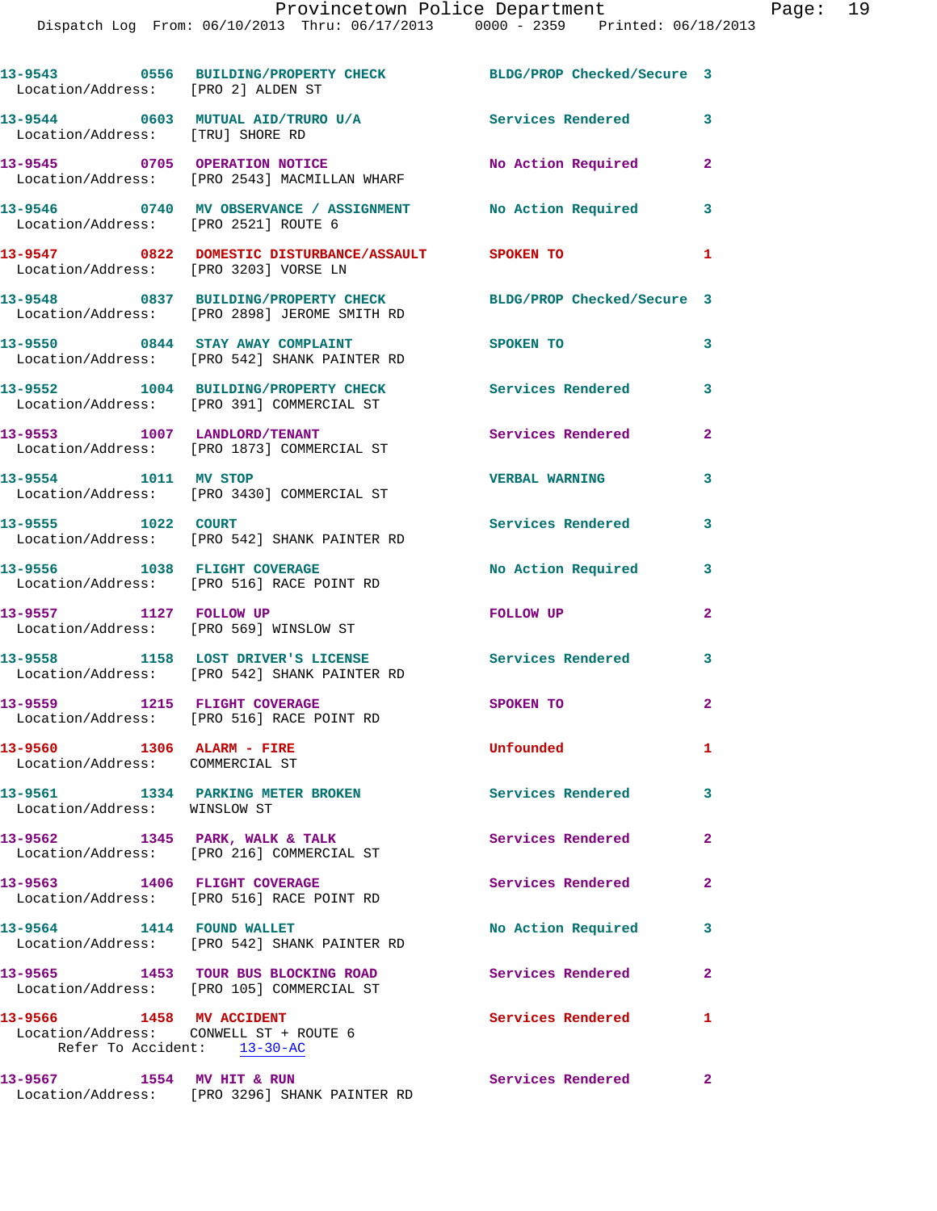13-9543 0556 BUILDING/PROPERTY CHECK BLDG/PROP Checked/Secure 3
Location/Address: [PRO 2] ALDEN ST

13-9544 0603 MUTUAL AID/TRURO U/A Services Rendered 3
Location/Address: [TRU] SHORE RD

13-9545 0705 OPERATION NOTICE No Action Required 2
Location/Address: [PRO 2543] MACMILLAN WHARF

13-9546 0740 MV OBSERVANCE / ASSIGNMENT No Action Required 3
Location/Address: [PRO 2521] ROUTE 6

13-9547 0822 DOMESTIC DISTURBANCE/ASSAULT SPOKEN TO 1
Location/Address: [PRO 3203] VORSE LN

13-9548 0837 BUILDING/PROPERTY CHECK BLDG/PROP Checked/Secure 3
Location/Address: [PRO 2898] JEROME SMITH RD

13-9550 0844 STAY AWAY COMPLAINT SPOKEN TO 3
Location/Address: [PRO 542] SHANK PAINTER RD

13-9552 1004 BUILDING/PROPERTY CHECK Services Rendered 3
Location/Address: [PRO 391] COMMERCIAL ST

13-9553 1007 LANDLORD/TENANT Services Rendered 2
Location/Address: [PRO 1873] COMMERCIAL ST

13-9554 1011 MV STOP VERBAL WARNING 3
Location/Address: [PRO 3430] COMMERCIAL ST

13-9555 1022 COURT Services Rendered 3
Location/Address: [PRO 542] SHANK PAINTER RD

13-9556 1038 FLIGHT COVERAGE No Action Required 3
Location/Address: [PRO 516] RACE POINT RD

13-9557 1127 FOLLOW UP FOLLOW UP 2
Location/Address: [PRO 569] WINSLOW ST

13-9558 1158 LOST DRIVER'S LICENSE Services Rendered 3
Location/Address: [PRO 542] SHANK PAINTER RD

13-9559 1215 FLIGHT COVERAGE SPOKEN TO 2
Location/Address: [PRO 516] RACE POINT RD

13-9560 1306 ALARM - FIRE Unfounded 1
Location/Address: COMMERCIAL ST

13-9561 1334 PARKING METER BROKEN Services Rendered 3
Location/Address: WINSLOW ST

13-9562 1345 PARK, WALK & TALK Services Rendered 2
Location/Address: [PRO 216] COMMERCIAL ST

13-9563 1406 FLIGHT COVERAGE Services Rendered 2
Location/Address: [PRO 516] RACE POINT RD

13-9564 1414 FOUND WALLET No Action Required 3
Location/Address: [PRO 542] SHANK PAINTER RD

13-9565 1453 TOUR BUS BLOCKING ROAD Services Rendered 2
Location/Address: [PRO 105] COMMERCIAL ST

13-9566 1458 MV ACCIDENT Services Rendered 1
Location/Address: CONWELL ST + ROUTE 6
Refer To Accident: 13-30-AC

13-9567 1554 MV HIT & RUN Services Rendered 2
Location/Address: [PRO 3296] SHANK PAINTER RD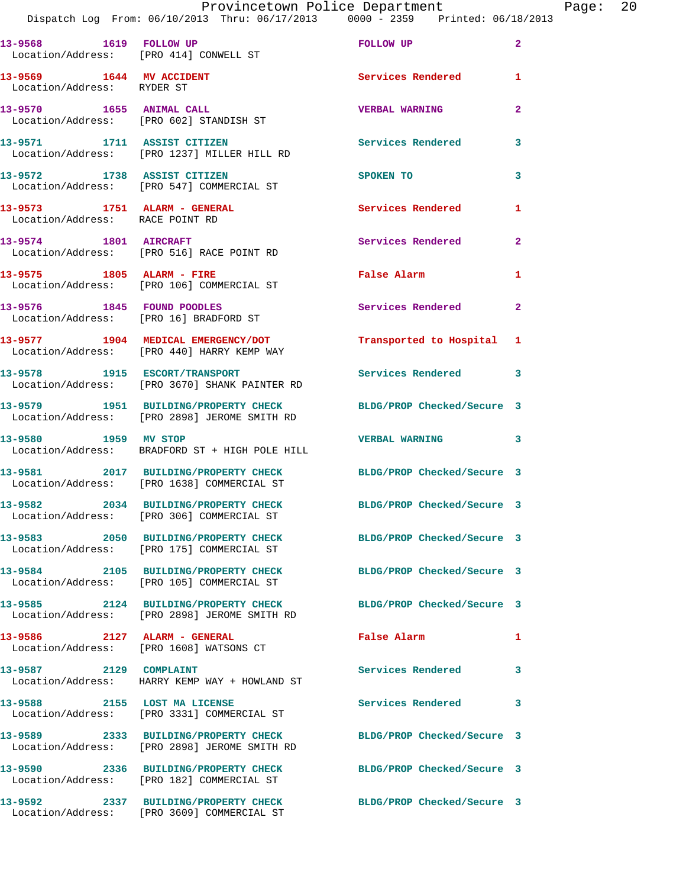| Call Number | Time | Call Reason | Action | Priority |
|---|---|---|---|---|
| 13-9568 | 1619 | FOLLOW UP | FOLLOW UP | 2 |
| Location/Address: [PRO 414] CONWELL ST | | | | |
| 13-9569 | 1644 | MV ACCIDENT | Services Rendered | 1 |
| Location/Address: RYDER ST | | | | |
| 13-9570 | 1655 | ANIMAL CALL | VERBAL WARNING | 2 |
| Location/Address: [PRO 602] STANDISH ST | | | | |
| 13-9571 | 1711 | ASSIST CITIZEN | Services Rendered | 3 |
| Location/Address: [PRO 1237] MILLER HILL RD | | | | |
| 13-9572 | 1738 | ASSIST CITIZEN | SPOKEN TO | 3 |
| Location/Address: [PRO 547] COMMERCIAL ST | | | | |
| 13-9573 | 1751 | ALARM - GENERAL | Services Rendered | 1 |
| Location/Address: RACE POINT RD | | | | |
| 13-9574 | 1801 | AIRCRAFT | Services Rendered | 2 |
| Location/Address: [PRO 516] RACE POINT RD | | | | |
| 13-9575 | 1805 | ALARM - FIRE | False Alarm | 1 |
| Location/Address: [PRO 106] COMMERCIAL ST | | | | |
| 13-9576 | 1845 | FOUND POODLES | Services Rendered | 2 |
| Location/Address: [PRO 16] BRADFORD ST | | | | |
| 13-9577 | 1904 | MEDICAL EMERGENCY/DOT | Transported to Hospital | 1 |
| Location/Address: [PRO 440] HARRY KEMP WAY | | | | |
| 13-9578 | 1915 | ESCORT/TRANSPORT | Services Rendered | 3 |
| Location/Address: [PRO 3670] SHANK PAINTER RD | | | | |
| 13-9579 | 1951 | BUILDING/PROPERTY CHECK | BLDG/PROP Checked/Secure | 3 |
| Location/Address: [PRO 2898] JEROME SMITH RD | | | | |
| 13-9580 | 1959 | MV STOP | VERBAL WARNING | 3 |
| Location/Address: BRADFORD ST + HIGH POLE HILL | | | | |
| 13-9581 | 2017 | BUILDING/PROPERTY CHECK | BLDG/PROP Checked/Secure | 3 |
| Location/Address: [PRO 1638] COMMERCIAL ST | | | | |
| 13-9582 | 2034 | BUILDING/PROPERTY CHECK | BLDG/PROP Checked/Secure | 3 |
| Location/Address: [PRO 306] COMMERCIAL ST | | | | |
| 13-9583 | 2050 | BUILDING/PROPERTY CHECK | BLDG/PROP Checked/Secure | 3 |
| Location/Address: [PRO 175] COMMERCIAL ST | | | | |
| 13-9584 | 2105 | BUILDING/PROPERTY CHECK | BLDG/PROP Checked/Secure | 3 |
| Location/Address: [PRO 105] COMMERCIAL ST | | | | |
| 13-9585 | 2124 | BUILDING/PROPERTY CHECK | BLDG/PROP Checked/Secure | 3 |
| Location/Address: [PRO 2898] JEROME SMITH RD | | | | |
| 13-9586 | 2127 | ALARM - GENERAL | False Alarm | 1 |
| Location/Address: [PRO 1608] WATSONS CT | | | | |
| 13-9587 | 2129 | COMPLAINT | Services Rendered | 3 |
| Location/Address: HARRY KEMP WAY + HOWLAND ST | | | | |
| 13-9588 | 2155 | LOST MA LICENSE | Services Rendered | 3 |
| Location/Address: [PRO 3331] COMMERCIAL ST | | | | |
| 13-9589 | 2333 | BUILDING/PROPERTY CHECK | BLDG/PROP Checked/Secure | 3 |
| Location/Address: [PRO 2898] JEROME SMITH RD | | | | |
| 13-9590 | 2336 | BUILDING/PROPERTY CHECK | BLDG/PROP Checked/Secure | 3 |
| Location/Address: [PRO 182] COMMERCIAL ST | | | | |
| 13-9592 | 2337 | BUILDING/PROPERTY CHECK | BLDG/PROP Checked/Secure | 3 |
| Location/Address: [PRO 3609] COMMERCIAL ST | | | | |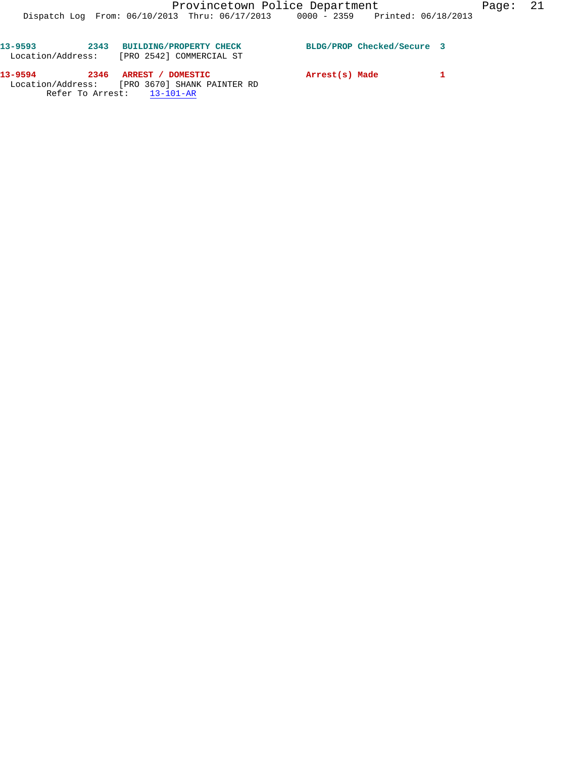13-9593 2343 BUILDING/PROPERTY CHECK BLDG/PROP Checked/Secure 3
Location/Address: [PRO 2542] COMMERCIAL ST

13-9594 2346 ARREST / DOMESTIC Arrest(s) Made 1
Location/Address: [PRO 3670] SHANK PAINTER RD
Refer To Arrest: 13-101-AR